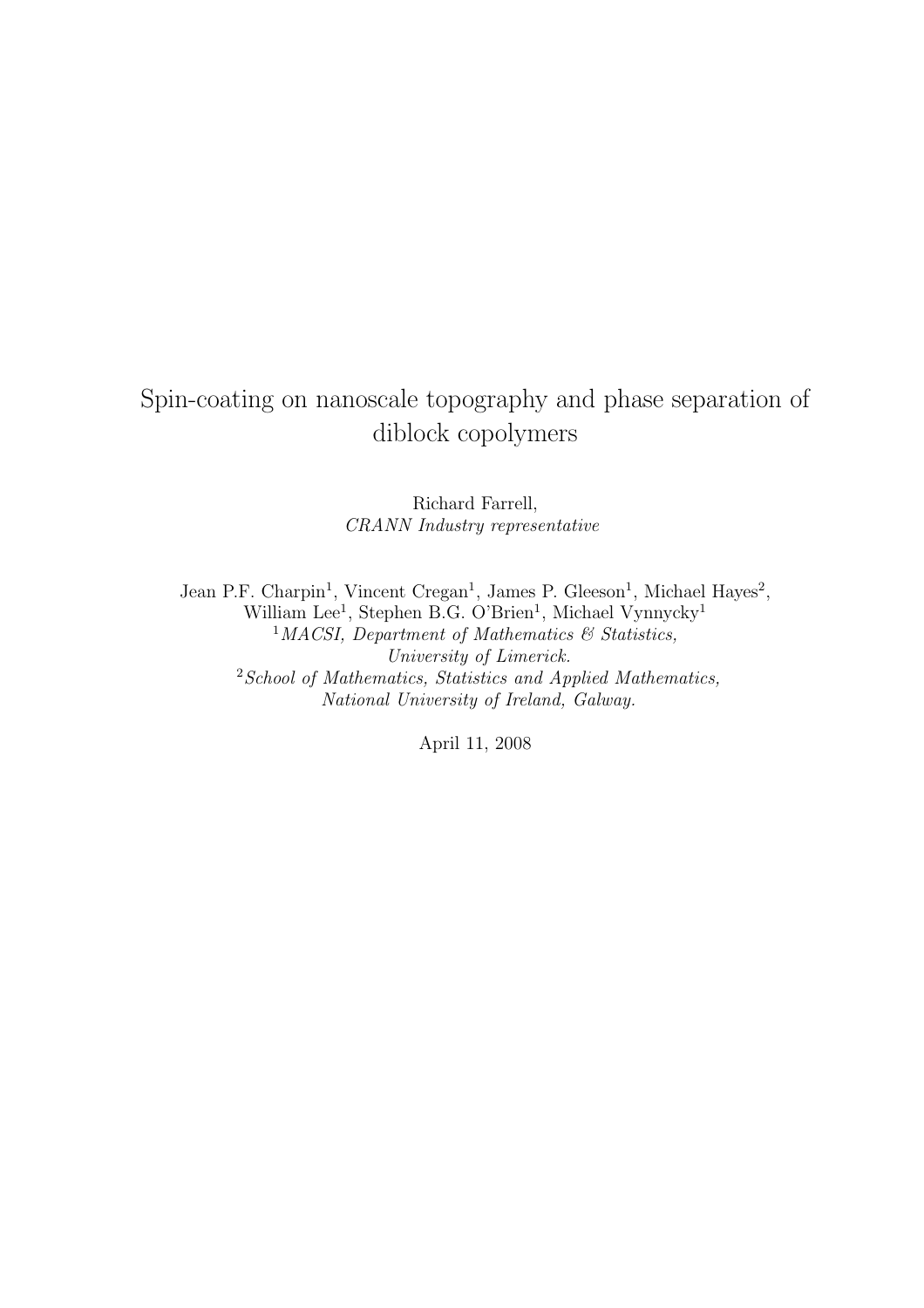# Spin-coating on nanoscale topography and phase separation of diblock copolymers

Richard Farrell,
*CRANN Industry representative*

Jean P.F. Charpin[1], Vincent Cregan[1], James P. Gleeson[1], Michael Hayes[2], William Lee[1], Stephen B.G. O'Brien[1], Michael Vynnycky[1]

[1] *MACSI, Department of Mathematics & Statistics, University of Limerick.*

[2] *School of Mathematics, Statistics and Applied Mathematics, National University of Ireland, Galway.*

April 11, 2008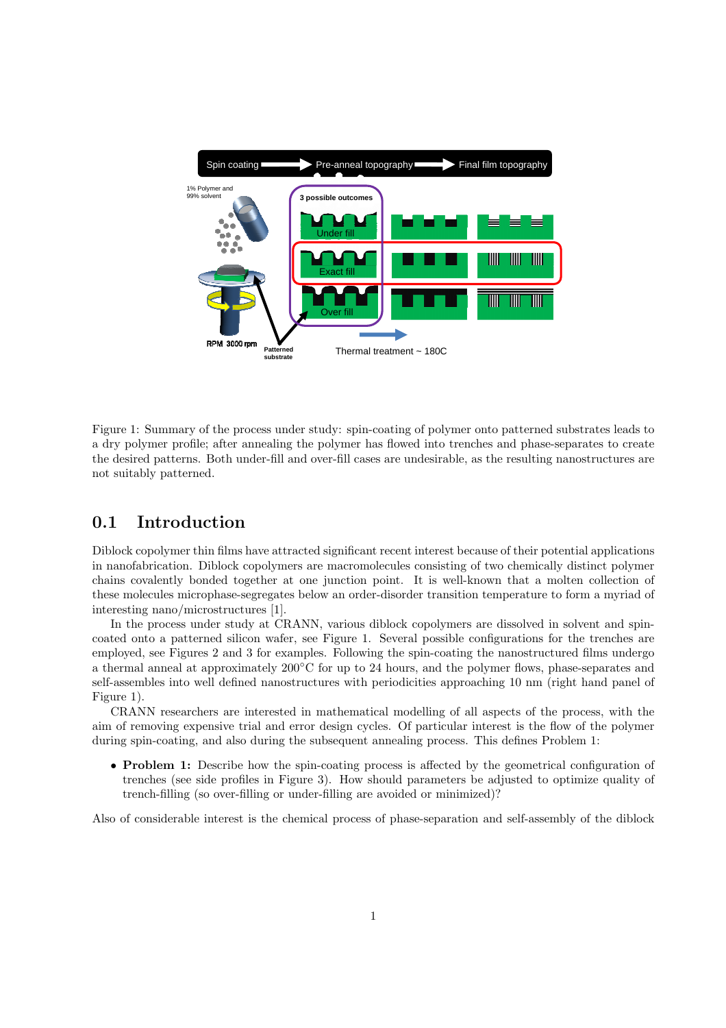Figure 1: Summary of the process under study: spin-coating of polymer onto patterned substrates leads to a dry polymer profile; after annealing the polymer has flowed into trenches and phase-separates to create the desired patterns. Both under-fill and over-fill cases are undesirable, as the resulting nanostructures are not suitably patterned.

## 0.1 Introduction

Diblock copolymer thin films have attracted significant recent interest because of their potential applications in nanofabrication. Diblock copolymers are macromolecules consisting of two chemically distinct polymer chains covalently bonded together at one junction point. It is well-known that a molten collection of these molecules microphase-segregates below an order-disorder transition temperature to form a myriad of interesting nano/microstructures [1].

In the process under study at CRANN, various diblock copolymers are dissolved in solvent and spin-coated onto a patterned silicon wafer, see Figure 1. Several possible configurations for the trenches are employed, see Figures 2 and 3 for examples. Following the spin-coating the nanostructured films undergo a thermal anneal at approximately 200°C for up to 24 hours, and the polymer flows, phase-separates and self-assembles into well defined nanostructures with periodicities approaching 10 nm (right hand panel of Figure 1).

CRANN researchers are interested in mathematical modelling of all aspects of the process, with the aim of removing expensive trial and error design cycles. Of particular interest is the flow of the polymer during spin-coating, and also during the subsequent annealing process. This defines Problem 1:

- **Problem 1:** Describe how the spin-coating process is affected by the geometrical configuration of trenches (see side profiles in Figure 3). How should parameters be adjusted to optimize quality of trench-filling (so over-filling or under-filling are avoided or minimized)?

Also of considerable interest is the chemical process of phase-separation and self-assembly of the diblock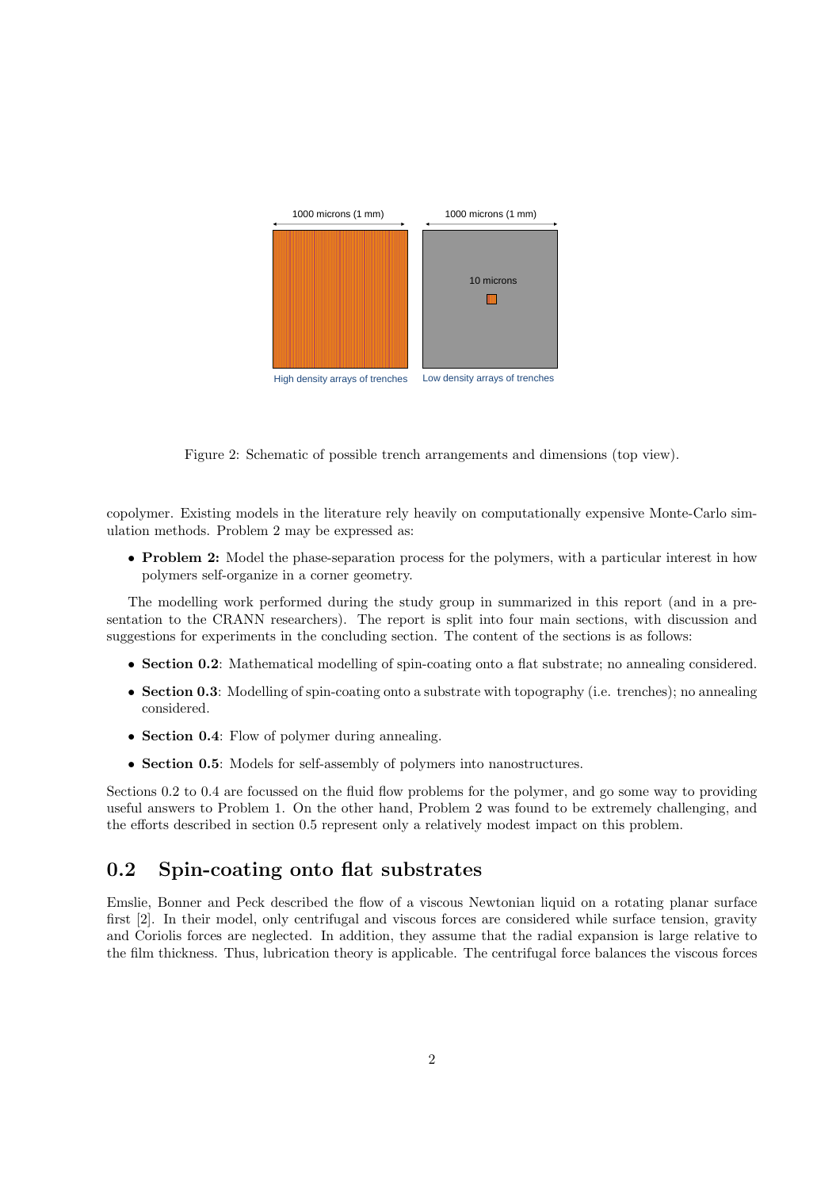Figure 2: Schematic of possible trench arrangements and dimensions (top view).

copolymer. Existing models in the literature rely heavily on computationally expensive Monte-Carlo simulation methods. Problem 2 may be expressed as:

- **Problem 2:** Model the phase-separation process for the polymers, with a particular interest in how polymers self-organize in a corner geometry.

The modelling work performed during the study group in summarized in this report (and in a presentation to the CRANN researchers). The report is split into four main sections, with discussion and suggestions for experiments in the concluding section. The content of the sections is as follows:

- **Section 0.2**: Mathematical modelling of spin-coating onto a flat substrate; no annealing considered.
- **Section 0.3**: Modelling of spin-coating onto a substrate with topography (i.e. trenches); no annealing considered.
- **Section 0.4**: Flow of polymer during annealing.
- **Section 0.5**: Models for self-assembly of polymers into nanostructures.

Sections 0.2 to 0.4 are focussed on the fluid flow problems for the polymer, and go some way to providing useful answers to Problem 1. On the other hand, Problem 2 was found to be extremely challenging, and the efforts described in section 0.5 represent only a relatively modest impact on this problem.

## 0.2 Spin-coating onto flat substrates

Emslie, Bonner and Peck described the flow of a viscous Newtonian liquid on a rotating planar surface first [2]. In their model, only centrifugal and viscous forces are considered while surface tension, gravity and Coriolis forces are neglected. In addition, they assume that the radial expansion is large relative to the film thickness. Thus, lubrication theory is applicable. The centrifugal force balances the viscous forces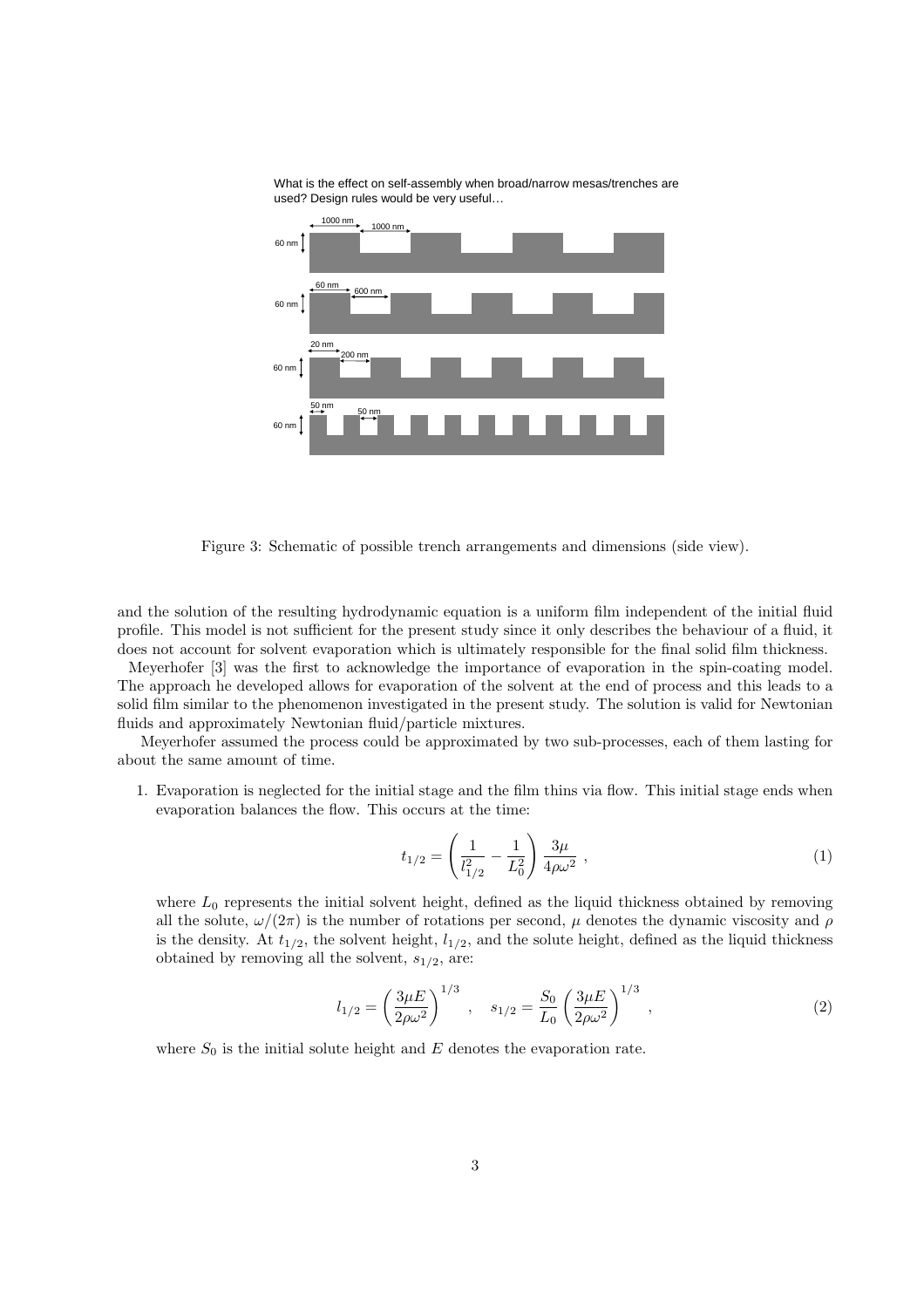What is the effect on self-assembly when broad/narrow mesas/trenches are used? Design rules would be very useful…

Figure 3: Schematic of possible trench arrangements and dimensions (side view).

and the solution of the resulting hydrodynamic equation is a uniform film independent of the initial fluid profile. This model is not sufficient for the present study since it only describes the behaviour of a fluid, it does not account for solvent evaporation which is ultimately responsible for the final solid film thickness.

Meyerhofer [3] was the first to acknowledge the importance of evaporation in the spin-coating model. The approach he developed allows for evaporation of the solvent at the end of process and this leads to a solid film similar to the phenomenon investigated in the present study. The solution is valid for Newtonian fluids and approximately Newtonian fluid/particle mixtures.

Meyerhofer assumed the process could be approximated by two sub-processes, each of them lasting for about the same amount of time.

1. Evaporation is neglected for the initial stage and the film thins via flow. This initial stage ends when evaporation balances the flow. This occurs at the time:

$$t_{1/2} = \left( \frac{1}{l_{1/2}^2} - \frac{1}{L_0^2} \right) \frac{3\mu}{4\rho\omega^2} \,, \tag{1}$$

   where $L_0$ represents the initial solvent height, defined as the liquid thickness obtained by removing all the solute, $\omega/(2\pi)$ is the number of rotations per second, $\mu$ denotes the dynamic viscosity and $\rho$ is the density. At $t_{1/2}$, the solvent height, $l_{1/2}$, and the solute height, defined as the liquid thickness obtained by removing all the solvent, $s_{1/2}$, are:

$$l_{1/2} = \left( \frac{3\mu E}{2\rho\omega^2} \right)^{1/3} \,, \quad s_{1/2} = \frac{S_0}{L_0} \left( \frac{3\mu E}{2\rho\omega^2} \right)^{1/3} \,, \tag{2}$$

   where $S_0$ is the initial solute height and $E$ denotes the evaporation rate.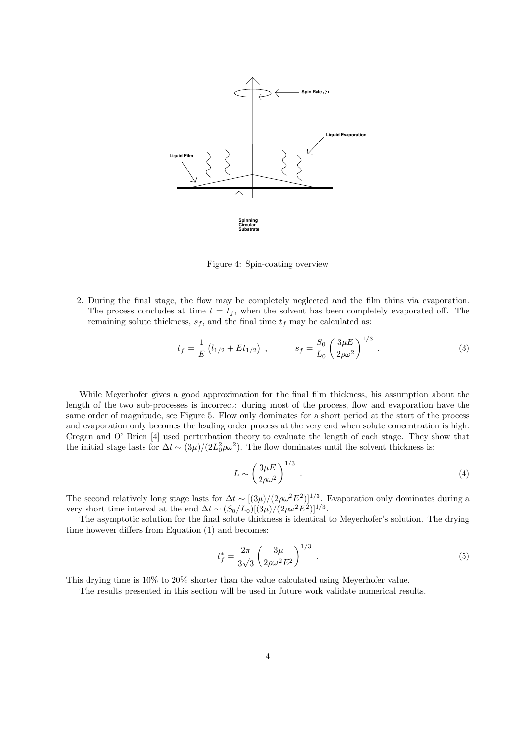Figure 4: Spin-coating overview

2. During the final stage, the flow may be completely neglected and the film thins via evaporation. The process concludes at time $t = t_f$, when the solvent has been completely evaporated off. The remaining solute thickness, $s_f$, and the final time $t_f$ may be calculated as:

$$t_f = \frac{1}{E}\left(l_{1/2} + E t_{1/2}\right) \ , \qquad s_f = \frac{S_0}{L_0}\left(\frac{3\mu E}{2\rho\omega^2}\right)^{1/3} \ . \tag{3}$$

While Meyerhofer gives a good approximation for the final film thickness, his assumption about the length of the two sub-processes is incorrect: during most of the process, flow and evaporation have the same order of magnitude, see Figure 5. Flow only dominates for a short period at the start of the process and evaporation only becomes the leading order process at the very end when solute concentration is high. Cregan and O' Brien [4] used perturbation theory to evaluate the length of each stage. They show that the initial stage lasts for $\Delta t \sim (3\mu)/(2L_0^2\rho\omega^2)$. The flow dominates until the solvent thickness is:

$$L \sim \left(\frac{3\mu E}{2\rho\omega^2}\right)^{1/3} \ . \tag{4}$$

The second relatively long stage lasts for $\Delta t \sim [(3\mu)/(2\rho\omega^2 E^2)]^{1/3}$. Evaporation only dominates during a very short time interval at the end $\Delta t \sim (S_0/L_0)[(3\mu)/(2\rho\omega^2 E^2)]^{1/3}$.

The asymptotic solution for the final solute thickness is identical to Meyerhofer's solution. The drying time however differs from Equation (1) and becomes:

$$t_f^* = \frac{2\pi}{3\sqrt{3}}\left(\frac{3\mu}{2\rho\omega^2 E^2}\right)^{1/3} \ . \tag{5}$$

This drying time is 10% to 20% shorter than the value calculated using Meyerhofer value.

The results presented in this section will be used in future work validate numerical results.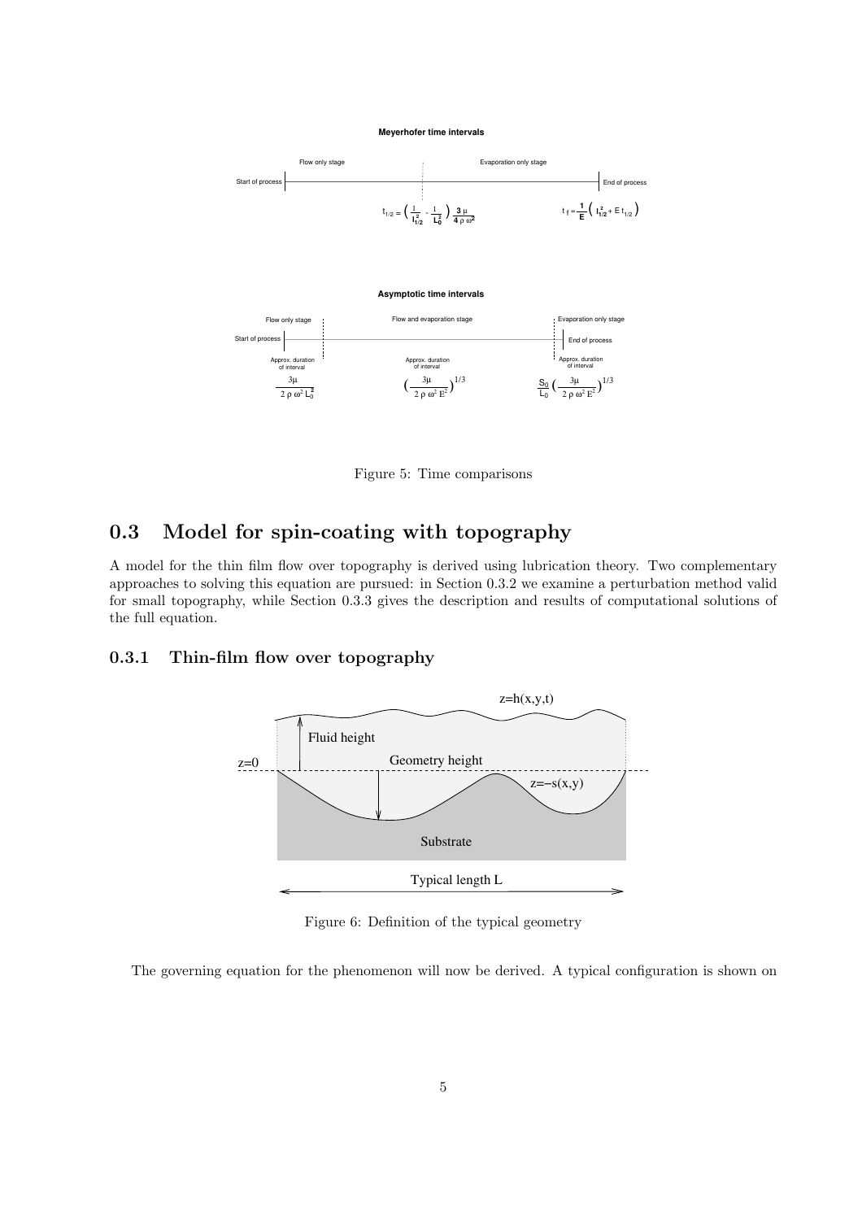Meyerhofer time intervals

Flow only stage — Evaporation only stage

Start of process — End of process

$$t_{1/2} = \left(\frac{1}{l_{1/2}^2} - \frac{1}{L_0^2}\right)\frac{3\mu}{4\rho\omega^2}$$

$$t_f = \frac{1}{E}\left(l_{1/2}^2 + E\, t_{1/2}\right)$$

Asymptotic time intervals

Flow only stage — Flow and evaporation stage — Evaporation only stage

Start of process — End of process

Approx. duration of interval: $\frac{3\mu}{2\rho\omega^2 L_0^2}$

Approx. duration of interval: $\left(\frac{3\mu}{2\rho\omega^2 E^2}\right)^{1/3}$

Approx. duration of interval: $\frac{S_0}{L_0}\left(\frac{3\mu}{2\rho\omega^2 E^2}\right)^{1/3}$

Figure 5: Time comparisons

## 0.3 Model for spin-coating with topography

A model for the thin film flow over topography is derived using lubrication theory. Two complementary approaches to solving this equation are pursued: in Section 0.3.2 we examine a perturbation method valid for small topography, while Section 0.3.3 gives the description and results of computational solutions of the full equation.

### 0.3.1 Thin-film flow over topography

$z=h(x,y,t)$

Fluid height

$z=0$ — Geometry height

$z=-s(x,y)$

Substrate

Typical length L

Figure 6: Definition of the typical geometry

The governing equation for the phenomenon will now be derived. A typical configuration is shown on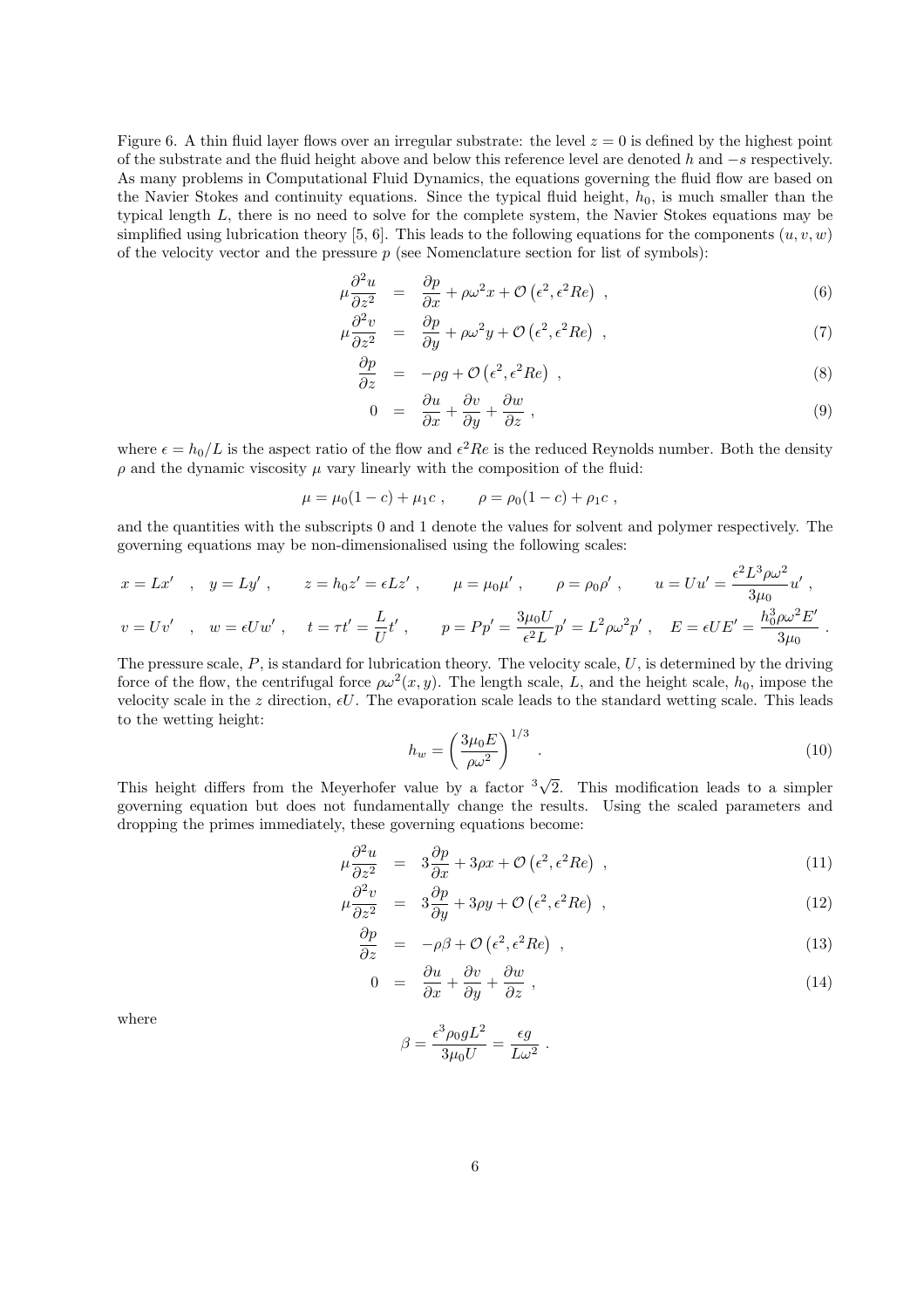Figure 6. A thin fluid layer flows over an irregular substrate: the level $z = 0$ is defined by the highest point of the substrate and the fluid height above and below this reference level are denoted $h$ and $-s$ respectively. As many problems in Computational Fluid Dynamics, the equations governing the fluid flow are based on the Navier Stokes and continuity equations. Since the typical fluid height, $h_0$, is much smaller than the typical length $L$, there is no need to solve for the complete system, the Navier Stokes equations may be simplified using lubrication theory [5, 6]. This leads to the following equations for the components $(u, v, w)$ of the velocity vector and the pressure $p$ (see Nomenclature section for list of symbols):

$$\mu \frac{\partial^2 u}{\partial z^2} = \frac{\partial p}{\partial x} + \rho \omega^2 x + \mathcal{O}\left(\epsilon^2, \epsilon^2 Re\right) \ , \tag{6}$$

$$\mu \frac{\partial^2 v}{\partial z^2} = \frac{\partial p}{\partial y} + \rho \omega^2 y + \mathcal{O}\left(\epsilon^2, \epsilon^2 Re\right) \ , \tag{7}$$

$$\frac{\partial p}{\partial z} = -\rho g + \mathcal{O}\left(\epsilon^2, \epsilon^2 Re\right) \ , \tag{8}$$

$$0 = \frac{\partial u}{\partial x} + \frac{\partial v}{\partial y} + \frac{\partial w}{\partial z} \ , \tag{9}$$

where $\epsilon = h_0/L$ is the aspect ratio of the flow and $\epsilon^2 Re$ is the reduced Reynolds number. Both the density $\rho$ and the dynamic viscosity $\mu$ vary linearly with the composition of the fluid:

$$\mu = \mu_0(1-c) + \mu_1 c \ , \qquad \rho = \rho_0(1-c) + \rho_1 c \ ,$$

and the quantities with the subscripts 0 and 1 denote the values for solvent and polymer respectively. The governing equations may be non-dimensionalised using the following scales:

$$x = Lx' \quad , \quad y = Ly' \ , \qquad z = h_0 z' = \epsilon L z' \ , \qquad \mu = \mu_0 \mu' \ , \qquad \rho = \rho_0 \rho' \ , \qquad u = Uu' = \frac{\epsilon^2 L^3 \rho \omega^2}{3\mu_0} u' \ ,$$

$$v = Uv' \quad , \quad w = \epsilon U w' \ , \quad t = \tau t' = \frac{L}{U} t' \ , \qquad p = Pp' = \frac{3\mu_0 U}{\epsilon^2 L} p' = L^2 \rho \omega^2 p' \ , \quad E = \epsilon U E' = \frac{h_0^3 \rho \omega^2 E'}{3\mu_0} \ .$$

The pressure scale, $P$, is standard for lubrication theory. The velocity scale, $U$, is determined by the driving force of the flow, the centrifugal force $\rho\omega^2(x, y)$. The length scale, $L$, and the height scale, $h_0$, impose the velocity scale in the $z$ direction, $\epsilon U$. The evaporation scale leads to the standard wetting scale. This leads to the wetting height:

$$h_w = \left(\frac{3\mu_0 E}{\rho \omega^2}\right)^{1/3} \ . \tag{10}$$

This height differs from the Meyerhofer value by a factor $\sqrt[3]{2}$. This modification leads to a simpler governing equation but does not fundamentally change the results. Using the scaled parameters and dropping the primes immediately, these governing equations become:

$$\mu \frac{\partial^2 u}{\partial z^2} = 3\frac{\partial p}{\partial x} + 3\rho x + \mathcal{O}\left(\epsilon^2, \epsilon^2 Re\right) \ , \tag{11}$$

$$\mu \frac{\partial^2 v}{\partial z^2} = 3\frac{\partial p}{\partial y} + 3\rho y + \mathcal{O}\left(\epsilon^2, \epsilon^2 Re\right) \ , \tag{12}$$

$$\frac{\partial p}{\partial z} = -\rho\beta + \mathcal{O}\left(\epsilon^2, \epsilon^2 Re\right) \ , \tag{13}$$

$$0 = \frac{\partial u}{\partial x} + \frac{\partial v}{\partial y} + \frac{\partial w}{\partial z} \ , \tag{14}$$

where

$$\beta = \frac{\epsilon^3 \rho_0 g L^2}{3\mu_0 U} = \frac{\epsilon g}{L\omega^2} \ .$$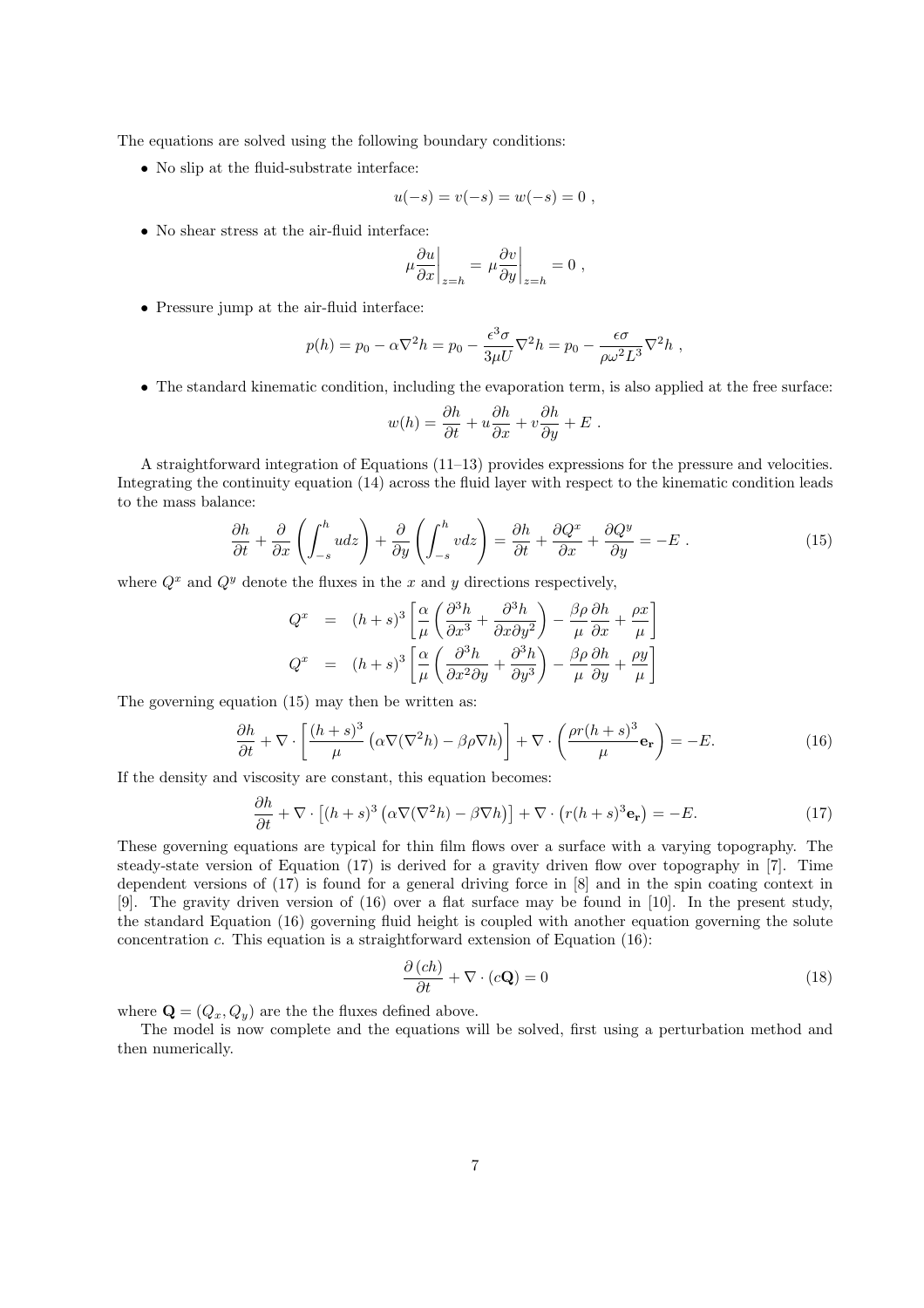The equations are solved using the following boundary conditions:

- No slip at the fluid-substrate interface:

$$u(-s) = v(-s) = w(-s) = 0 \ ,$$

- No shear stress at the air-fluid interface:

$$\mu \frac{\partial u}{\partial x}\bigg|_{z=h} = \mu \frac{\partial v}{\partial y}\bigg|_{z=h} = 0 \ ,$$

- Pressure jump at the air-fluid interface:

$$p(h) = p_0 - \alpha \nabla^2 h = p_0 - \frac{\epsilon^3 \sigma}{3\mu U} \nabla^2 h = p_0 - \frac{\epsilon \sigma}{\rho \omega^2 L^3} \nabla^2 h \ ,$$

- The standard kinematic condition, including the evaporation term, is also applied at the free surface:

$$w(h) = \frac{\partial h}{\partial t} + u \frac{\partial h}{\partial x} + v \frac{\partial h}{\partial y} + E \ .$$

A straightforward integration of Equations (11–13) provides expressions for the pressure and velocities. Integrating the continuity equation (14) across the fluid layer with respect to the kinematic condition leads to the mass balance:

$$\frac{\partial h}{\partial t} + \frac{\partial}{\partial x}\left(\int_{-s}^{h} u dz\right) + \frac{\partial}{\partial y}\left(\int_{-s}^{h} v dz\right) = \frac{\partial h}{\partial t} + \frac{\partial Q^x}{\partial x} + \frac{\partial Q^y}{\partial y} = -E \ . \tag{15}$$

where $Q^x$ and $Q^y$ denote the fluxes in the $x$ and $y$ directions respectively,

$$\begin{aligned} Q^x &= (h+s)^3 \left[ \frac{\alpha}{\mu}\left(\frac{\partial^3 h}{\partial x^3} + \frac{\partial^3 h}{\partial x \partial y^2}\right) - \frac{\beta \rho}{\mu}\frac{\partial h}{\partial x} + \frac{\rho x}{\mu}\right] \\ Q^x &= (h+s)^3 \left[ \frac{\alpha}{\mu}\left(\frac{\partial^3 h}{\partial x^2 \partial y} + \frac{\partial^3 h}{\partial y^3}\right) - \frac{\beta \rho}{\mu}\frac{\partial h}{\partial y} + \frac{\rho y}{\mu}\right] \end{aligned}$$

The governing equation (15) may then be written as:

$$\frac{\partial h}{\partial t} + \nabla \cdot \left[\frac{(h+s)^3}{\mu}\left(\alpha \nabla(\nabla^2 h) - \beta \rho \nabla h\right)\right] + \nabla \cdot \left(\frac{\rho r (h+s)^3}{\mu}\mathbf{e_r}\right) = -E. \tag{16}$$

If the density and viscosity are constant, this equation becomes:

$$\frac{\partial h}{\partial t} + \nabla \cdot \left[(h+s)^3\left(\alpha \nabla(\nabla^2 h) - \beta \nabla h\right)\right] + \nabla \cdot \left(r(h+s)^3 \mathbf{e_r}\right) = -E. \tag{17}$$

These governing equations are typical for thin film flows over a surface with a varying topography. The steady-state version of Equation (17) is derived for a gravity driven flow over topography in [7]. Time dependent versions of (17) is found for a general driving force in [8] and in the spin coating context in [9]. The gravity driven version of (16) over a flat surface may be found in [10]. In the present study, the standard Equation (16) governing fluid height is coupled with another equation governing the solute concentration $c$. This equation is a straightforward extension of Equation (16):

$$\frac{\partial (ch)}{\partial t} + \nabla \cdot (c\mathbf{Q}) = 0 \tag{18}$$

where $\mathbf{Q} = (Q_x, Q_y)$ are the the fluxes defined above.

The model is now complete and the equations will be solved, first using a perturbation method and then numerically.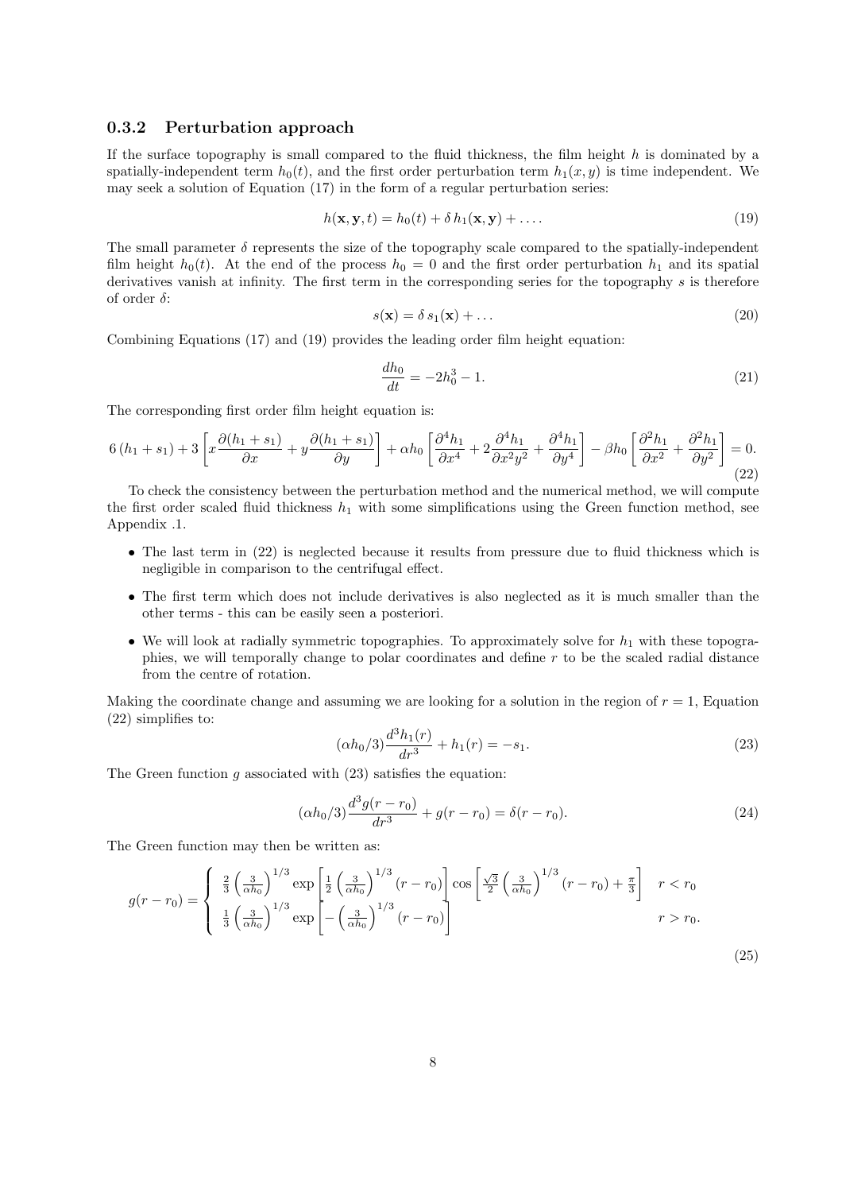### 0.3.2 Perturbation approach

If the surface topography is small compared to the fluid thickness, the film height $h$ is dominated by a spatially-independent term $h_0(t)$, and the first order perturbation term $h_1(x, y)$ is time independent. We may seek a solution of Equation (17) in the form of a regular perturbation series:

$$h(\mathbf{x}, \mathbf{y}, t) = h_0(t) + \delta\, h_1(\mathbf{x}, \mathbf{y}) + \dots. \tag{19}$$

The small parameter $\delta$ represents the size of the topography scale compared to the spatially-independent film height $h_0(t)$. At the end of the process $h_0 = 0$ and the first order perturbation $h_1$ and its spatial derivatives vanish at infinity. The first term in the corresponding series for the topography $s$ is therefore of order $\delta$:

$$s(\mathbf{x}) = \delta\, s_1(\mathbf{x}) + \dots \tag{20}$$

Combining Equations (17) and (19) provides the leading order film height equation:

$$\frac{dh_0}{dt} = -2h_0^3 - 1. \tag{21}$$

The corresponding first order film height equation is:

$$6\,(h_1 + s_1) + 3\left[x\frac{\partial(h_1 + s_1)}{\partial x} + y\frac{\partial(h_1 + s_1)}{\partial y}\right] + \alpha h_0\left[\frac{\partial^4 h_1}{\partial x^4} + 2\frac{\partial^4 h_1}{\partial x^2 y^2} + \frac{\partial^4 h_1}{\partial y^4}\right] - \beta h_0\left[\frac{\partial^2 h_1}{\partial x^2} + \frac{\partial^2 h_1}{\partial y^2}\right] = 0. \tag{22}$$

To check the consistency between the perturbation method and the numerical method, we will compute the first order scaled fluid thickness $h_1$ with some simplifications using the Green function method, see Appendix .1.

- The last term in (22) is neglected because it results from pressure due to fluid thickness which is negligible in comparison to the centrifugal effect.
- The first term which does not include derivatives is also neglected as it is much smaller than the other terms - this can be easily seen a posteriori.
- We will look at radially symmetric topographies. To approximately solve for $h_1$ with these topographies, we will temporally change to polar coordinates and define $r$ to be the scaled radial distance from the centre of rotation.

Making the coordinate change and assuming we are looking for a solution in the region of $r = 1$, Equation (22) simplifies to:

$$(\alpha h_0/3)\frac{d^3 h_1(r)}{dr^3} + h_1(r) = -s_1. \tag{23}$$

The Green function $g$ associated with (23) satisfies the equation:

$$(\alpha h_0/3)\frac{d^3 g(r - r_0)}{dr^3} + g(r - r_0) = \delta(r - r_0). \tag{24}$$

The Green function may then be written as:

$$g(r - r_0) = \begin{cases} \frac{2}{3}\left(\frac{3}{\alpha h_0}\right)^{1/3} \exp\left[\frac{1}{2}\left(\frac{3}{\alpha h_0}\right)^{1/3}(r - r_0)\right] \cos\left[\frac{\sqrt{3}}{2}\left(\frac{3}{\alpha h_0}\right)^{1/3}(r - r_0) + \frac{\pi}{3}\right] & r < r_0 \\ \frac{1}{3}\left(\frac{3}{\alpha h_0}\right)^{1/3} \exp\left[-\left(\frac{3}{\alpha h_0}\right)^{1/3}(r - r_0)\right] & r > r_0. \end{cases} \tag{25}$$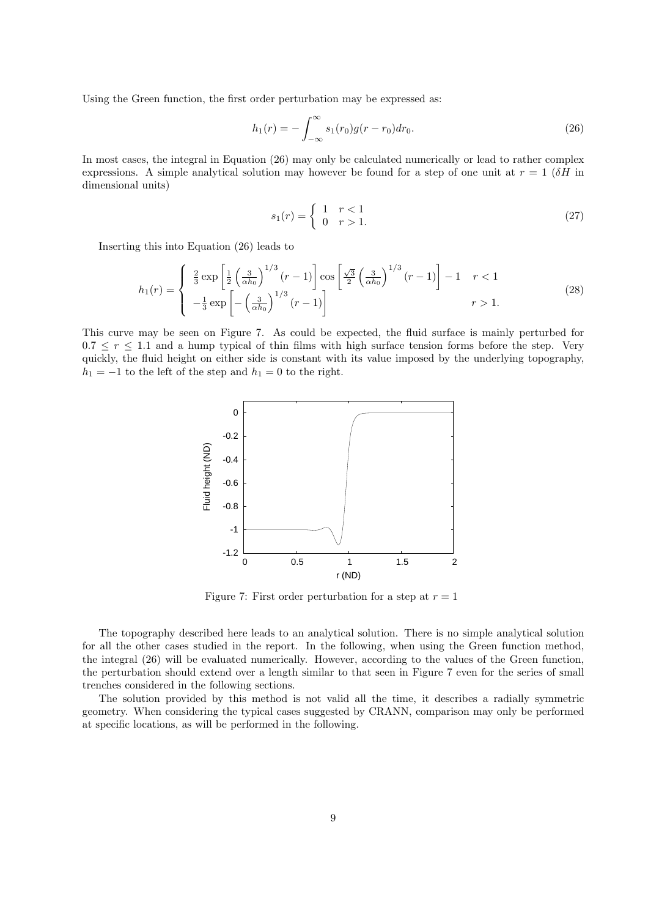Using the Green function, the first order perturbation may be expressed as:

$$h_1(r) = -\int_{-\infty}^{\infty} s_1(r_0) g(r - r_0) dr_0. \tag{26}$$

In most cases, the integral in Equation (26) may only be calculated numerically or lead to rather complex expressions. A simple analytical solution may however be found for a step of one unit at $r = 1$ ($\delta H$ in dimensional units)

$$s_1(r) = \begin{cases} 1 & r < 1 \\ 0 & r > 1. \end{cases} \tag{27}$$

Inserting this into Equation (26) leads to

$$h_1(r) = \begin{cases} \frac{2}{3} \exp\left[\frac{1}{2}\left(\frac{3}{\alpha h_0}\right)^{1/3}(r-1)\right] \cos\left[\frac{\sqrt{3}}{2}\left(\frac{3}{\alpha h_0}\right)^{1/3}(r-1)\right] - 1 & r < 1 \\ -\frac{1}{3}\exp\left[-\left(\frac{3}{\alpha h_0}\right)^{1/3}(r-1)\right] & r > 1. \end{cases} \tag{28}$$

This curve may be seen on Figure 7. As could be expected, the fluid surface is mainly perturbed for $0.7 \leq r \leq 1.1$ and a hump typical of thin films with high surface tension forms before the step. Very quickly, the fluid height on either side is constant with its value imposed by the underlying topography, $h_1 = -1$ to the left of the step and $h_1 = 0$ to the right.

Figure 7: First order perturbation for a step at $r = 1$

The topography described here leads to an analytical solution. There is no simple analytical solution for all the other cases studied in the report. In the following, when using the Green function method, the integral (26) will be evaluated numerically. However, according to the values of the Green function, the perturbation should extend over a length similar to that seen in Figure 7 even for the series of small trenches considered in the following sections.

The solution provided by this method is not valid all the time, it describes a radially symmetric geometry. When considering the typical cases suggested by CRANN, comparison may only be performed at specific locations, as will be performed in the following.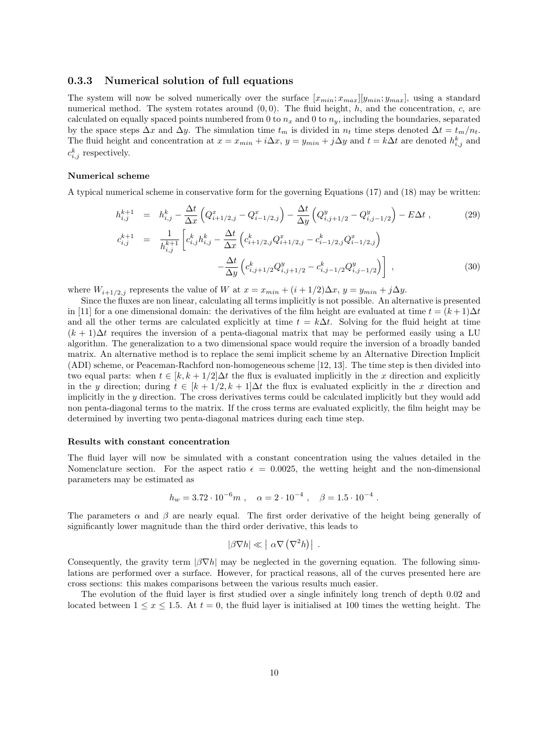### 0.3.3 Numerical solution of full equations

The system will now be solved numerically over the surface $[x_{min}; x_{max}][y_{min}; y_{max}]$, using a standard numerical method. The system rotates around $(0,0)$. The fluid height, $h$, and the concentration, $c$, are calculated on equally spaced points numbered from 0 to $n_x$ and 0 to $n_y$, including the boundaries, separated by the space steps $\Delta x$ and $\Delta y$. The simulation time $t_m$ is divided in $n_t$ time steps denoted $\Delta t = t_m/n_t$. The fluid height and concentration at $x = x_{min} + i\Delta x$, $y = y_{min} + j\Delta y$ and $t = k\Delta t$ are denoted $h^k_{i,j}$ and $c^k_{i,j}$ respectively.

#### Numerical scheme

A typical numerical scheme in conservative form for the governing Equations (17) and (18) may be written:

$$h^{k+1}_{i,j} = h^k_{i,j} - \frac{\Delta t}{\Delta x}\left(Q^x_{i+1/2,j} - Q^x_{i-1/2,j}\right) - \frac{\Delta t}{\Delta y}\left(Q^y_{i,j+1/2} - Q^y_{i,j-1/2}\right) - E\Delta t \,, \tag{29}$$

$$c^{k+1}_{i,j} = \frac{1}{h^{k+1}_{i,j}}\left[c^k_{i,j}h^k_{i,j} - \frac{\Delta t}{\Delta x}\left(c^k_{i+1/2,j}Q^x_{i+1/2,j} - c^k_{i-1/2,j}Q^x_{i-1/2,j}\right) - \frac{\Delta t}{\Delta y}\left(c^k_{i,j+1/2}Q^y_{i,j+1/2} - c^k_{i,j-1/2}Q^y_{i,j-1/2}\right)\right] \,, \tag{30}$$

where $W_{i+1/2,j}$ represents the value of $W$ at $x = x_{min} + (i+1/2)\Delta x$, $y = y_{min} + j\Delta y$.

Since the fluxes are non linear, calculating all terms implicitly is not possible. An alternative is presented in [11] for a one dimensional domain: the derivatives of the film height are evaluated at time $t = (k+1)\Delta t$ and all the other terms are calculated explicitly at time $t = k\Delta t$. Solving for the fluid height at time $(k+1)\Delta t$ requires the inversion of a penta-diagonal matrix that may be performed easily using a LU algorithm. The generalization to a two dimensional space would require the inversion of a broadly banded matrix. An alternative method is to replace the semi implicit scheme by an Alternative Direction Implicit (ADI) scheme, or Peaceman-Rachford non-homogeneous scheme [12, 13]. The time step is then divided into two equal parts: when $t \in [k, k+1/2]\Delta t$ the flux is evaluated implicitly in the $x$ direction and explicitly in the $y$ direction; during $t \in [k+1/2, k+1]\Delta t$ the flux is evaluated explicitly in the $x$ direction and implicitly in the $y$ direction. The cross derivatives terms could be calculated implicitly but they would add non penta-diagonal terms to the matrix. If the cross terms are evaluated explicitly, the film height may be determined by inverting two penta-diagonal matrices during each time step.

#### Results with constant concentration

The fluid layer will now be simulated with a constant concentration using the values detailed in the Nomenclature section. For the aspect ratio $\epsilon = 0.0025$, the wetting height and the non-dimensional parameters may be estimated as

$$h_w = 3.72 \cdot 10^{-6} m \,, \quad \alpha = 2 \cdot 10^{-4} \,, \quad \beta = 1.5 \cdot 10^{-4} \,.$$

The parameters $\alpha$ and $\beta$ are nearly equal. The first order derivative of the height being generally of significantly lower magnitude than the third order derivative, this leads to

$$|\beta \nabla h| \ll \left| \, \alpha \nabla\left(\nabla^2 h\right)\right| \,.$$

Consequently, the gravity term $|\beta\nabla h|$ may be neglected in the governing equation. The following simulations are performed over a surface. However, for practical reasons, all of the curves presented here are cross sections: this makes comparisons between the various results much easier.

The evolution of the fluid layer is first studied over a single infinitely long trench of depth 0.02 and located between $1 \leq x \leq 1.5$. At $t = 0$, the fluid layer is initialised at 100 times the wetting height. The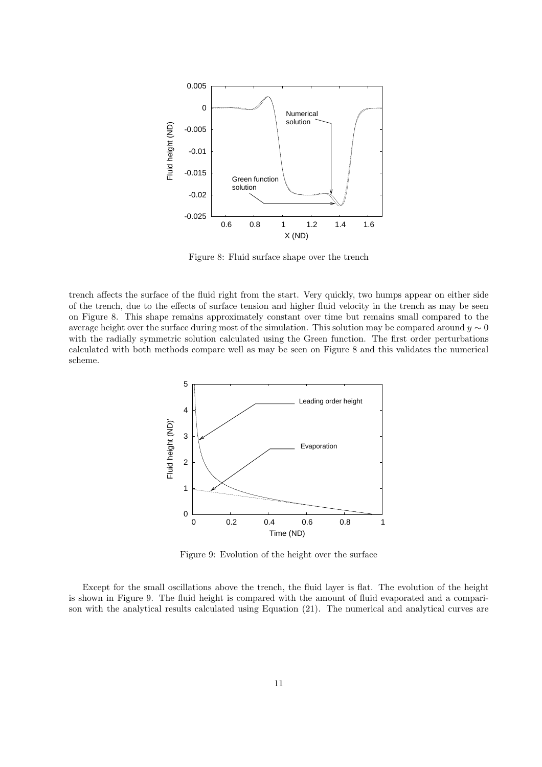Figure 8: Fluid surface shape over the trench

trench affects the surface of the fluid right from the start. Very quickly, two humps appear on either side of the trench, due to the effects of surface tension and higher fluid velocity in the trench as may be seen on Figure 8. This shape remains approximately constant over time but remains small compared to the average height over the surface during most of the simulation. This solution may be compared around $y \sim 0$ with the radially symmetric solution calculated using the Green function. The first order perturbations calculated with both methods compare well as may be seen on Figure 8 and this validates the numerical scheme.

Figure 9: Evolution of the height over the surface

Except for the small oscillations above the trench, the fluid layer is flat. The evolution of the height is shown in Figure 9. The fluid height is compared with the amount of fluid evaporated and a comparison with the analytical results calculated using Equation (21). The numerical and analytical curves are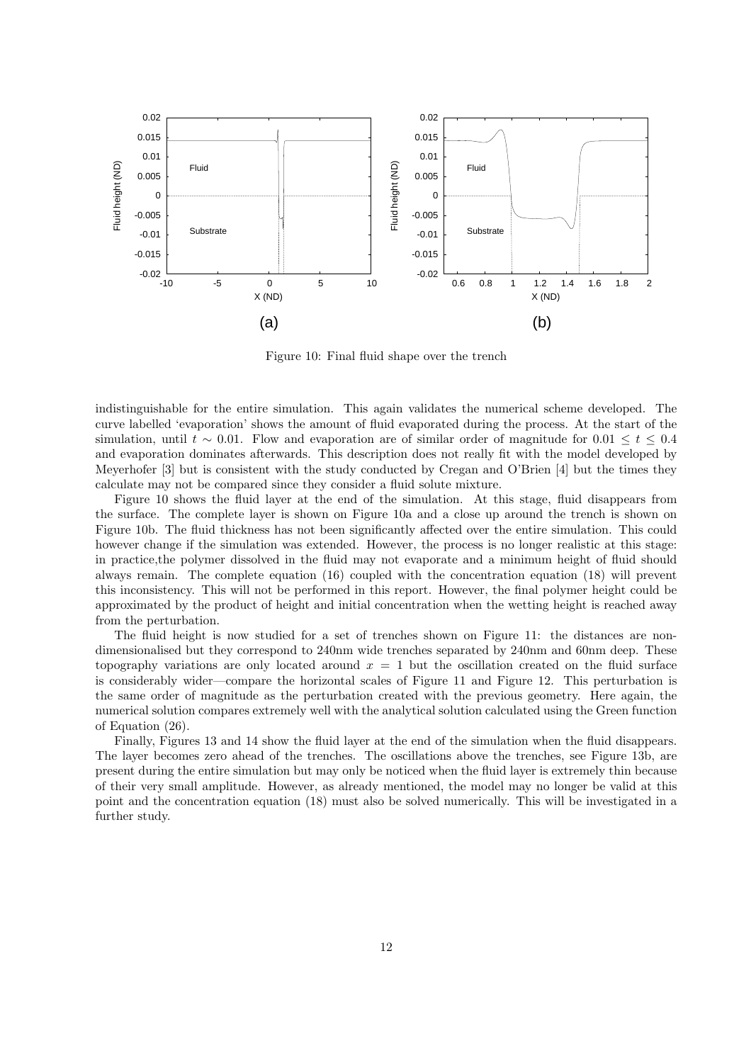Figure 10: Final fluid shape over the trench

indistinguishable for the entire simulation. This again validates the numerical scheme developed. The curve labelled 'evaporation' shows the amount of fluid evaporated during the process. At the start of the simulation, until $t \sim 0.01$. Flow and evaporation are of similar order of magnitude for $0.01 \leq t \leq 0.4$ and evaporation dominates afterwards. This description does not really fit with the model developed by Meyerhofer [3] but is consistent with the study conducted by Cregan and O'Brien [4] but the times they calculate may not be compared since they consider a fluid solute mixture.

Figure 10 shows the fluid layer at the end of the simulation. At this stage, fluid disappears from the surface. The complete layer is shown on Figure 10a and a close up around the trench is shown on Figure 10b. The fluid thickness has not been significantly affected over the entire simulation. This could however change if the simulation was extended. However, the process is no longer realistic at this stage: in practice,the polymer dissolved in the fluid may not evaporate and a minimum height of fluid should always remain. The complete equation (16) coupled with the concentration equation (18) will prevent this inconsistency. This will not be performed in this report. However, the final polymer height could be approximated by the product of height and initial concentration when the wetting height is reached away from the perturbation.

The fluid height is now studied for a set of trenches shown on Figure 11: the distances are non-dimensionalised but they correspond to 240nm wide trenches separated by 240nm and 60nm deep. These topography variations are only located around $x = 1$ but the oscillation created on the fluid surface is considerably wider—compare the horizontal scales of Figure 11 and Figure 12. This perturbation is the same order of magnitude as the perturbation created with the previous geometry. Here again, the numerical solution compares extremely well with the analytical solution calculated using the Green function of Equation (26).

Finally, Figures 13 and 14 show the fluid layer at the end of the simulation when the fluid disappears. The layer becomes zero ahead of the trenches. The oscillations above the trenches, see Figure 13b, are present during the entire simulation but may only be noticed when the fluid layer is extremely thin because of their very small amplitude. However, as already mentioned, the model may no longer be valid at this point and the concentration equation (18) must also be solved numerically. This will be investigated in a further study.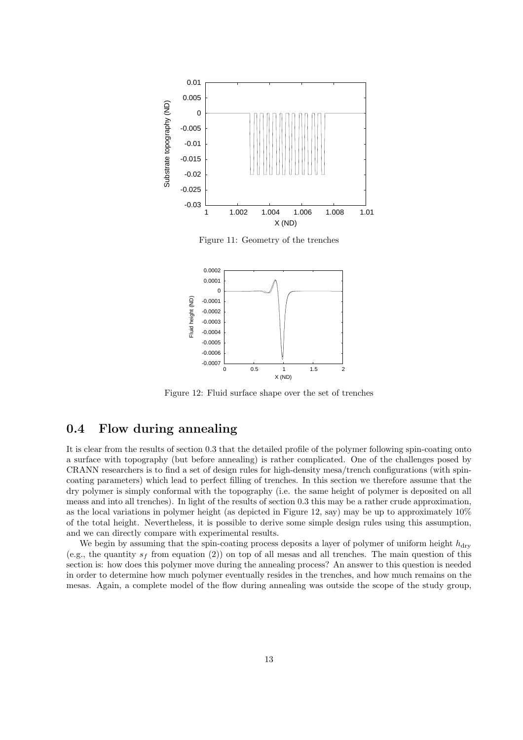Figure 11: Geometry of the trenches

Figure 12: Fluid surface shape over the set of trenches

## 0.4 Flow during annealing

It is clear from the results of section 0.3 that the detailed profile of the polymer following spin-coating onto a surface with topography (but before annealing) is rather complicated. One of the challenges posed by CRANN researchers is to find a set of design rules for high-density mesa/trench configurations (with spin-coating parameters) which lead to perfect filling of trenches. In this section we therefore assume that the dry polymer is simply conformal with the topography (i.e. the same height of polymer is deposited on all meass and into all trenches). In light of the results of section 0.3 this may be a rather crude approximation, as the local variations in polymer height (as depicted in Figure 12, say) may be up to approximately 10% of the total height. Nevertheless, it is possible to derive some simple design rules using this assumption, and we can directly compare with experimental results.

We begin by assuming that the spin-coating process deposits a layer of polymer of uniform height $h_{\mathrm{dry}}$ (e.g., the quantity $s_f$ from equation (2)) on top of all mesas and all trenches. The main question of this section is: how does this polymer move during the annealing process? An answer to this question is needed in order to determine how much polymer eventually resides in the trenches, and how much remains on the mesas. Again, a complete model of the flow during annealing was outside the scope of the study group,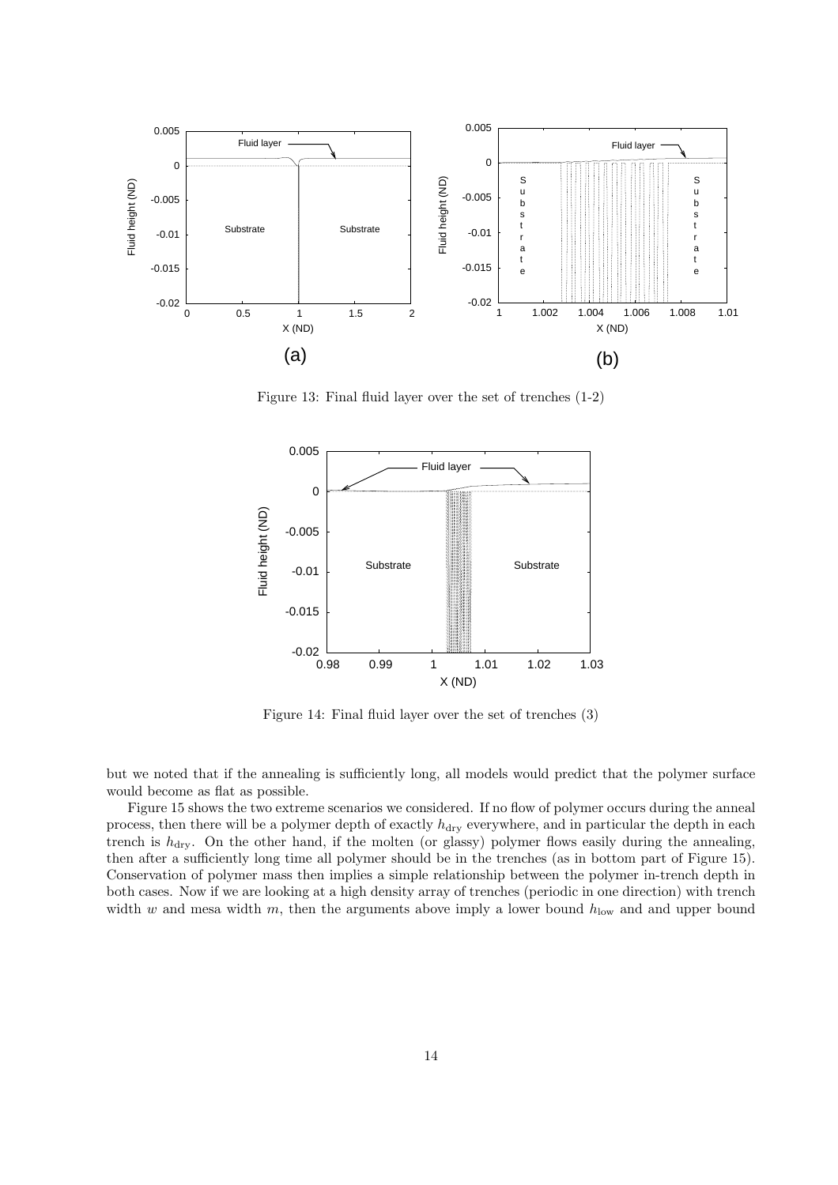Figure 13: Final fluid layer over the set of trenches (1-2)

Figure 14: Final fluid layer over the set of trenches (3)

but we noted that if the annealing is sufficiently long, all models would predict that the polymer surface would become as flat as possible.

Figure 15 shows the two extreme scenarios we considered. If no flow of polymer occurs during the anneal process, then there will be a polymer depth of exactly $h_{\text{dry}}$ everywhere, and in particular the depth in each trench is $h_{\text{dry}}$. On the other hand, if the molten (or glassy) polymer flows easily during the annealing, then after a sufficiently long time all polymer should be in the trenches (as in bottom part of Figure 15). Conservation of polymer mass then implies a simple relationship between the polymer in-trench depth in both cases. Now if we are looking at a high density array of trenches (periodic in one direction) with trench width $w$ and mesa width $m$, then the arguments above imply a lower bound $h_{\text{low}}$ and and upper bound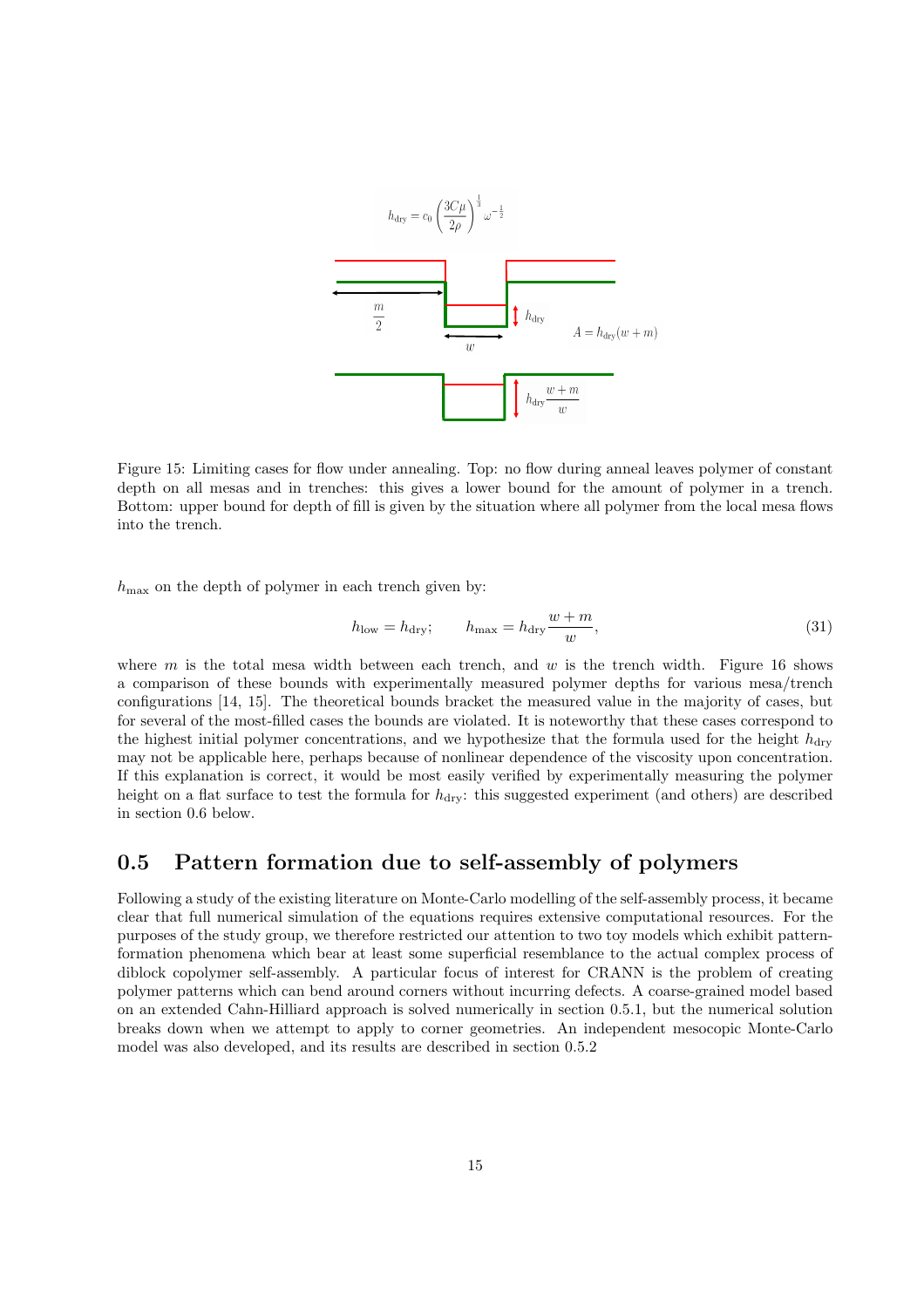Figure 15: Limiting cases for flow under annealing. Top: no flow during anneal leaves polymer of constant depth on all mesas and in trenches: this gives a lower bound for the amount of polymer in a trench. Bottom: upper bound for depth of fill is given by the situation where all polymer from the local mesa flows into the trench.

$h_{\max}$ on the depth of polymer in each trench given by:

$$h_{\text{low}} = h_{\text{dry}}; \qquad h_{\max} = h_{\text{dry}} \frac{w+m}{w}, \tag{31}$$

where $m$ is the total mesa width between each trench, and $w$ is the trench width. Figure 16 shows a comparison of these bounds with experimentally measured polymer depths for various mesa/trench configurations [14, 15]. The theoretical bounds bracket the measured value in the majority of cases, but for several of the most-filled cases the bounds are violated. It is noteworthy that these cases correspond to the highest initial polymer concentrations, and we hypothesize that the formula used for the height $h_{\text{dry}}$ may not be applicable here, perhaps because of nonlinear dependence of the viscosity upon concentration. If this explanation is correct, it would be most easily verified by experimentally measuring the polymer height on a flat surface to test the formula for $h_{\text{dry}}$: this suggested experiment (and others) are described in section 0.6 below.

## 0.5 Pattern formation due to self-assembly of polymers

Following a study of the existing literature on Monte-Carlo modelling of the self-assembly process, it became clear that full numerical simulation of the equations requires extensive computational resources. For the purposes of the study group, we therefore restricted our attention to two toy models which exhibit pattern-formation phenomena which bear at least some superficial resemblance to the actual complex process of diblock copolymer self-assembly. A particular focus of interest for CRANN is the problem of creating polymer patterns which can bend around corners without incurring defects. A coarse-grained model based on an extended Cahn-Hilliard approach is solved numerically in section 0.5.1, but the numerical solution breaks down when we attempt to apply to corner geometries. An independent mesocopic Monte-Carlo model was also developed, and its results are described in section 0.5.2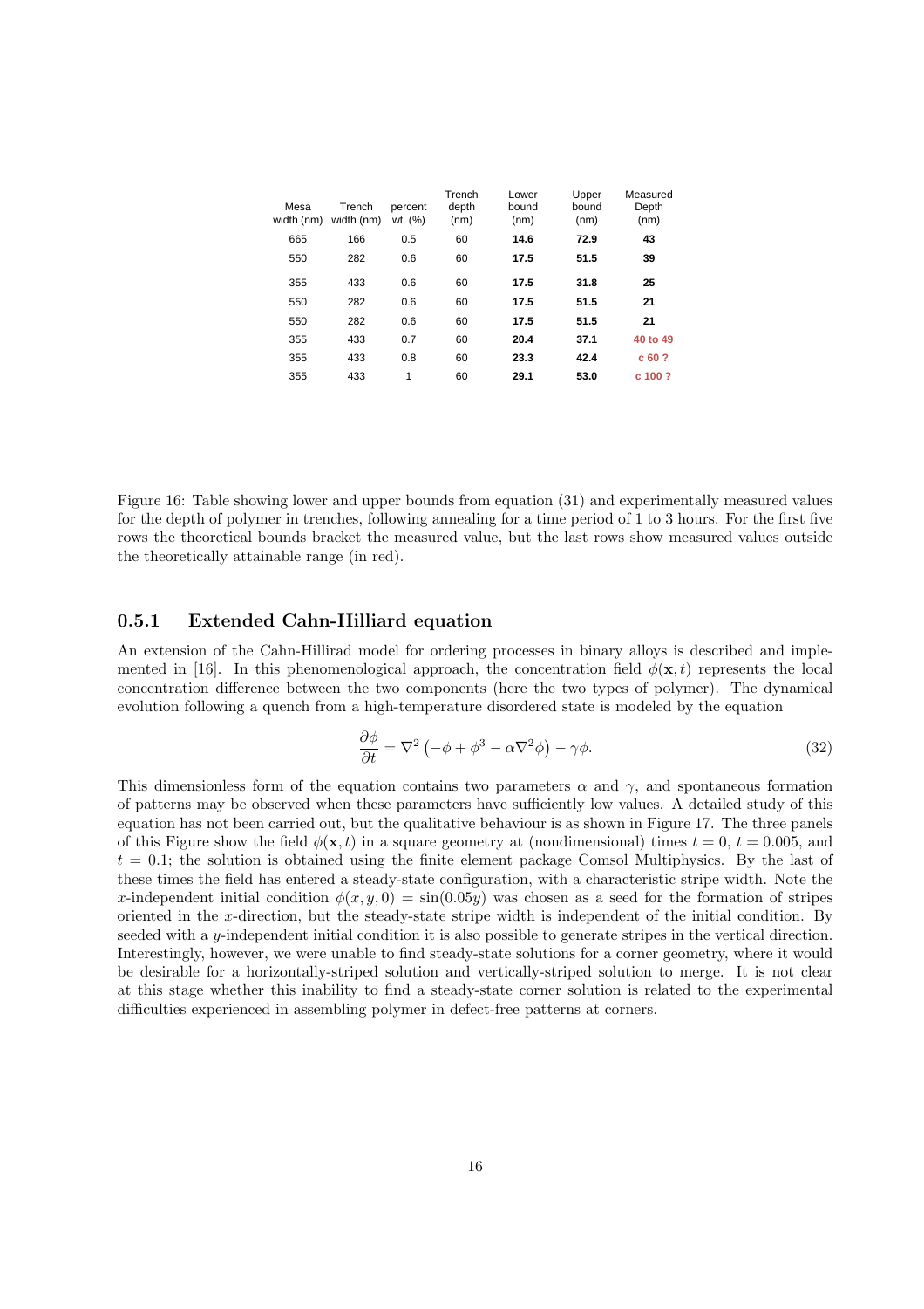| Mesa width (nm) | Trench width (nm) | percent wt. (%) | Trench depth (nm) | Lower bound (nm) | Upper bound (nm) | Measured Depth (nm) |
|---|---|---|---|---|---|---|
| 665 | 166 | 0.5 | 60 | **14.6** | **72.9** | **43** |
| 550 | 282 | 0.6 | 60 | **17.5** | **51.5** | **39** |
| 355 | 433 | 0.6 | 60 | **17.5** | **31.8** | **25** |
| 550 | 282 | 0.6 | 60 | **17.5** | **51.5** | **21** |
| 550 | 282 | 0.6 | 60 | **17.5** | **51.5** | **21** |
| 355 | 433 | 0.7 | 60 | **20.4** | **37.1** | **40 to 49** |
| 355 | 433 | 0.8 | 60 | **23.3** | **42.4** | **c 60 ?** |
| 355 | 433 | 1 | 60 | **29.1** | **53.0** | **c 100 ?** |

Figure 16: Table showing lower and upper bounds from equation (31) and experimentally measured values for the depth of polymer in trenches, following annealing for a time period of 1 to 3 hours. For the first five rows the theoretical bounds bracket the measured value, but the last rows show measured values outside the theoretically attainable range (in red).

### 0.5.1 Extended Cahn-Hilliard equation

An extension of the Cahn-Hillirad model for ordering processes in binary alloys is described and implemented in [16]. In this phenomenological approach, the concentration field $\phi(\mathbf{x}, t)$ represents the local concentration difference between the two components (here the two types of polymer). The dynamical evolution following a quench from a high-temperature disordered state is modeled by the equation

$$\frac{\partial \phi}{\partial t} = \nabla^2 \left( -\phi + \phi^3 - \alpha \nabla^2 \phi \right) - \gamma \phi. \tag{32}$$

This dimensionless form of the equation contains two parameters $\alpha$ and $\gamma$, and spontaneous formation of patterns may be observed when these parameters have sufficiently low values. A detailed study of this equation has not been carried out, but the qualitative behaviour is as shown in Figure 17. The three panels of this Figure show the field $\phi(\mathbf{x}, t)$ in a square geometry at (nondimensional) times $t = 0$, $t = 0.005$, and $t = 0.1$; the solution is obtained using the finite element package Comsol Multiphysics. By the last of these times the field has entered a steady-state configuration, with a characteristic stripe width. Note the $x$-independent initial condition $\phi(x, y, 0) = \sin(0.05y)$ was chosen as a seed for the formation of stripes oriented in the $x$-direction, but the steady-state stripe width is independent of the initial condition. By seeded with a $y$-independent initial condition it is also possible to generate stripes in the vertical direction. Interestingly, however, we were unable to find steady-state solutions for a corner geometry, where it would be desirable for a horizontally-striped solution and vertically-striped solution to merge. It is not clear at this stage whether this inability to find a steady-state corner solution is related to the experimental difficulties experienced in assembling polymer in defect-free patterns at corners.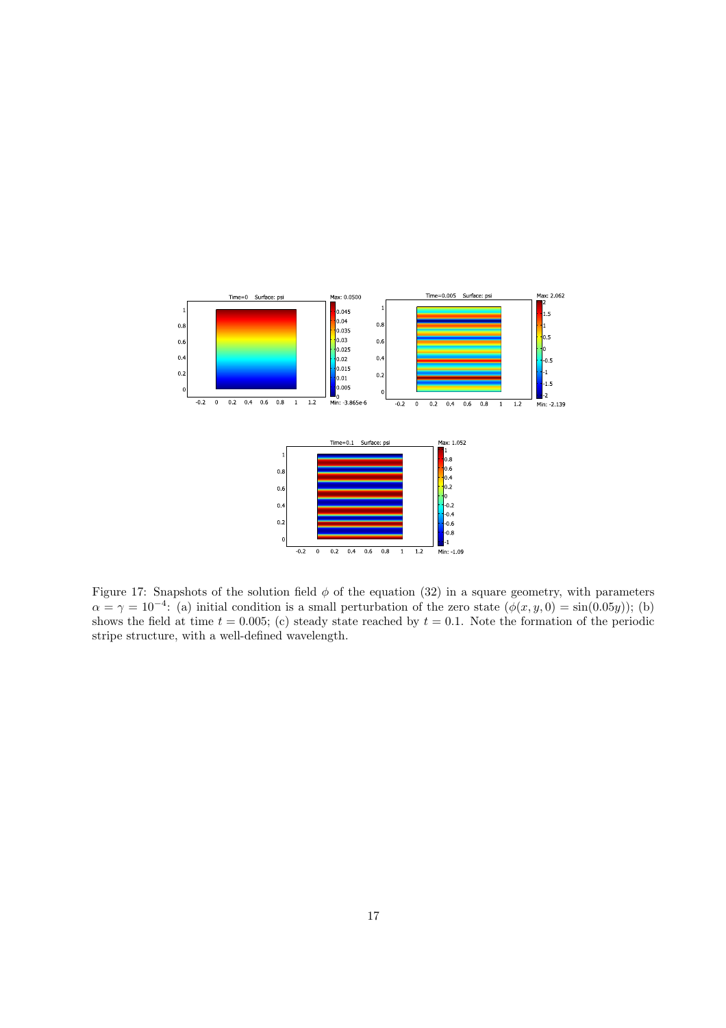Figure 17: Snapshots of the solution field $\phi$ of the equation (32) in a square geometry, with parameters $\alpha = \gamma = 10^{-4}$: (a) initial condition is a small perturbation of the zero state ($\phi(x, y, 0) = \sin(0.05y)$); (b) shows the field at time $t = 0.005$; (c) steady state reached by $t = 0.1$. Note the formation of the periodic stripe structure, with a well-defined wavelength.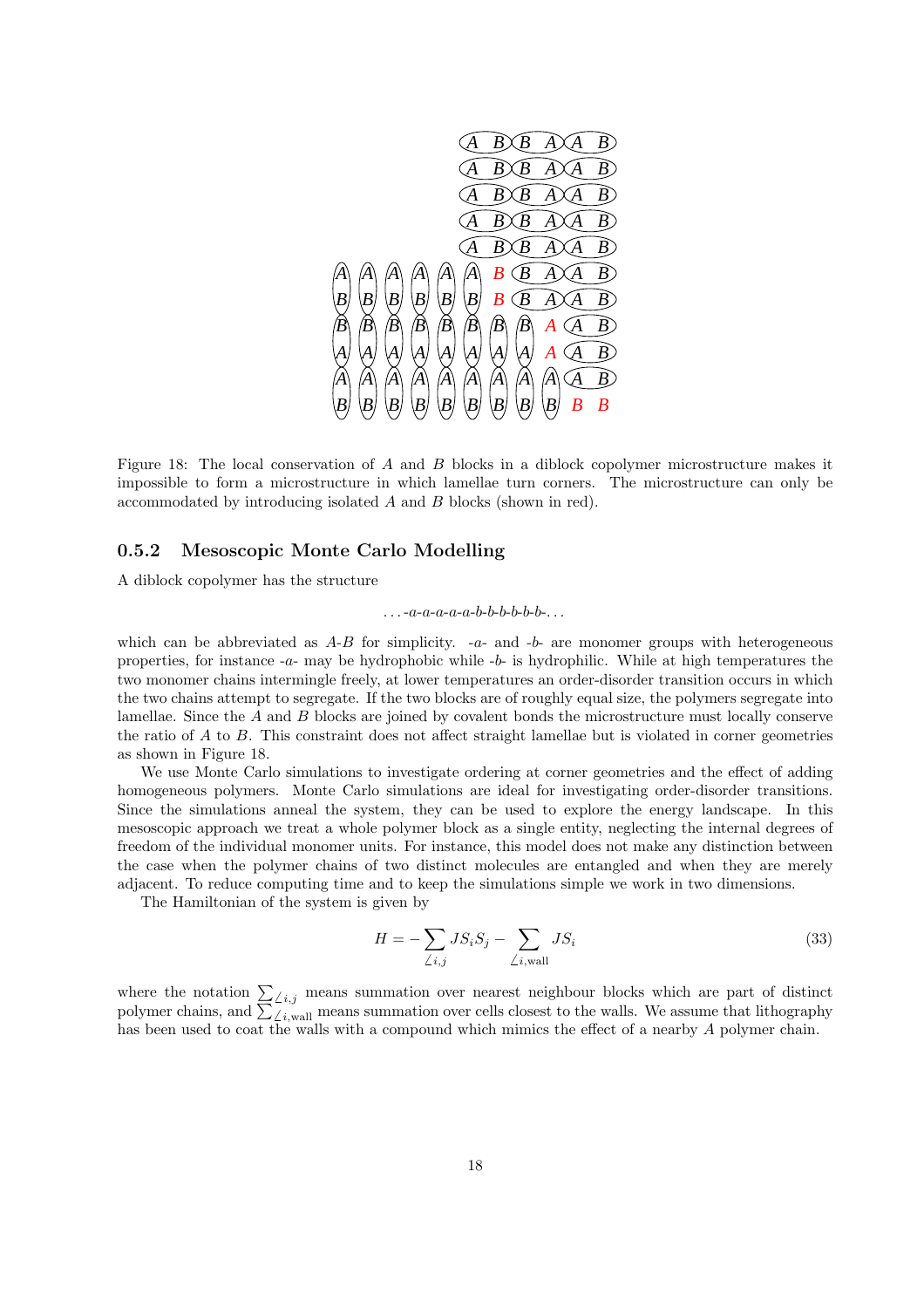Figure 18: The local conservation of $A$ and $B$ blocks in a diblock copolymer microstructure makes it impossible to form a microstructure in which lamellae turn corners. The microstructure can only be accommodated by introducing isolated $A$ and $B$ blocks (shown in red).

### 0.5.2 Mesoscopic Monte Carlo Modelling

A diblock copolymer has the structure

$$\ldots\text{-}a\text{-}a\text{-}a\text{-}a\text{-}a\text{-}b\text{-}b\text{-}b\text{-}b\text{-}b\text{-}\ldots$$

which can be abbreviated as $A$-$B$ for simplicity. -$a$- and -$b$- are monomer groups with heterogeneous properties, for instance -$a$- may be hydrophobic while -$b$- is hydrophilic. While at high temperatures the two monomer chains intermingle freely, at lower temperatures an order-disorder transition occurs in which the two chains attempt to segregate. If the two blocks are of roughly equal size, the polymers segregate into lamellae. Since the $A$ and $B$ blocks are joined by covalent bonds the microstructure must locally conserve the ratio of $A$ to $B$. This constraint does not affect straight lamellae but is violated in corner geometries as shown in Figure 18.

We use Monte Carlo simulations to investigate ordering at corner geometries and the effect of adding homogeneous polymers. Monte Carlo simulations are ideal for investigating order-disorder transitions. Since the simulations anneal the system, they can be used to explore the energy landscape. In this mesoscopic approach we treat a whole polymer block as a single entity, neglecting the internal degrees of freedom of the individual monomer units. For instance, this model does not make any distinction between the case when the polymer chains of two distinct molecules are entangled and when they are merely adjacent. To reduce computing time and to keep the simulations simple we work in two dimensions.

The Hamiltonian of the system is given by

$$H = -\sum_{\angle i,j} JS_iS_j - \sum_{\angle i,\text{wall}} JS_i \tag{33}$$

where the notation $\sum_{\angle i,j}$ means summation over nearest neighbour blocks which are part of distinct polymer chains, and $\sum_{\angle i,\text{wall}}$ means summation over cells closest to the walls. We assume that lithography has been used to coat the walls with a compound which mimics the effect of a nearby $A$ polymer chain.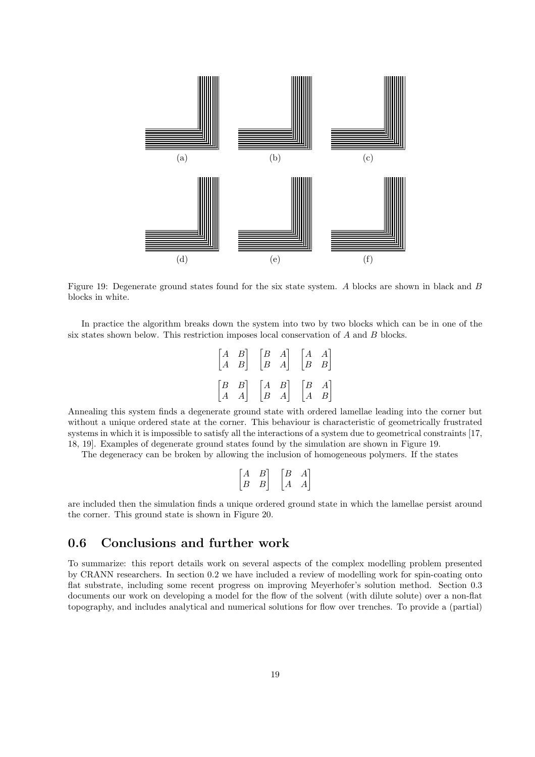(a) (b) (c)

(d) (e) (f)

Figure 19: Degenerate ground states found for the six state system. $A$ blocks are shown in black and $B$ blocks in white.

In practice the algorithm breaks down the system into two by two blocks which can be in one of the six states shown below. This restriction imposes local conservation of $A$ and $B$ blocks.

$$\begin{bmatrix} A & B \\ A & B \end{bmatrix} \quad \begin{bmatrix} B & A \\ B & A \end{bmatrix} \quad \begin{bmatrix} A & A \\ B & B \end{bmatrix}$$

$$\begin{bmatrix} B & B \\ A & A \end{bmatrix} \quad \begin{bmatrix} A & B \\ B & A \end{bmatrix} \quad \begin{bmatrix} B & A \\ A & B \end{bmatrix}$$

Annealing this system finds a degenerate ground state with ordered lamellae leading into the corner but without a unique ordered state at the corner. This behaviour is characteristic of geometrically frustrated systems in which it is impossible to satisfy all the interactions of a system due to geometrical constraints [17, 18, 19]. Examples of degenerate ground states found by the simulation are shown in Figure 19.

The degeneracy can be broken by allowing the inclusion of homogeneous polymers. If the states

$$\begin{bmatrix} A & B \\ B & B \end{bmatrix} \quad \begin{bmatrix} B & A \\ A & A \end{bmatrix}$$

are included then the simulation finds a unique ordered ground state in which the lamellae persist around the corner. This ground state is shown in Figure 20.

## 0.6 Conclusions and further work

To summarize: this report details work on several aspects of the complex modelling problem presented by CRANN researchers. In section 0.2 we have included a review of modelling work for spin-coating onto flat substrate, including some recent progress on improving Meyerhofer's solution method. Section 0.3 documents our work on developing a model for the flow of the solvent (with dilute solute) over a non-flat topography, and includes analytical and numerical solutions for flow over trenches. To provide a (partial)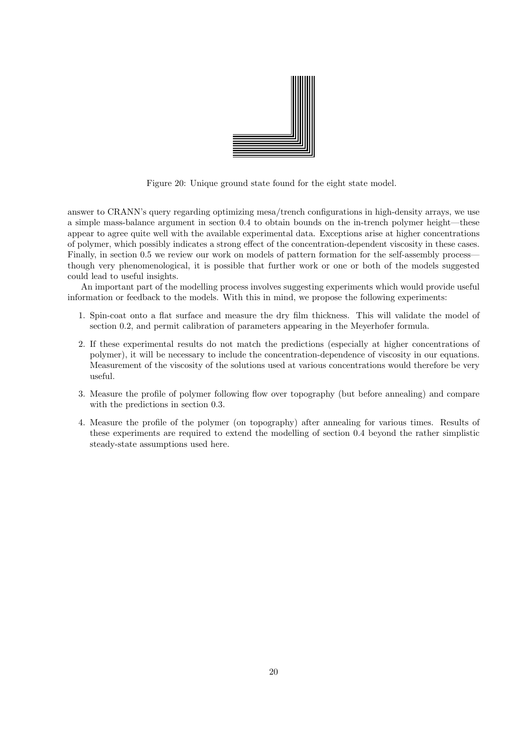Figure 20: Unique ground state found for the eight state model.

answer to CRANN's query regarding optimizing mesa/trench configurations in high-density arrays, we use a simple mass-balance argument in section 0.4 to obtain bounds on the in-trench polymer height—these appear to agree quite well with the available experimental data. Exceptions arise at higher concentrations of polymer, which possibly indicates a strong effect of the concentration-dependent viscosity in these cases. Finally, in section 0.5 we review our work on models of pattern formation for the self-assembly process—though very phenomenological, it is possible that further work or one or both of the models suggested could lead to useful insights.

An important part of the modelling process involves suggesting experiments which would provide useful information or feedback to the models. With this in mind, we propose the following experiments:

1. Spin-coat onto a flat surface and measure the dry film thickness. This will validate the model of section 0.2, and permit calibration of parameters appearing in the Meyerhofer formula.
2. If these experimental results do not match the predictions (especially at higher concentrations of polymer), it will be necessary to include the concentration-dependence of viscosity in our equations. Measurement of the viscosity of the solutions used at various concentrations would therefore be very useful.
3. Measure the profile of polymer following flow over topography (but before annealing) and compare with the predictions in section 0.3.
4. Measure the profile of the polymer (on topography) after annealing for various times. Results of these experiments are required to extend the modelling of section 0.4 beyond the rather simplistic steady-state assumptions used here.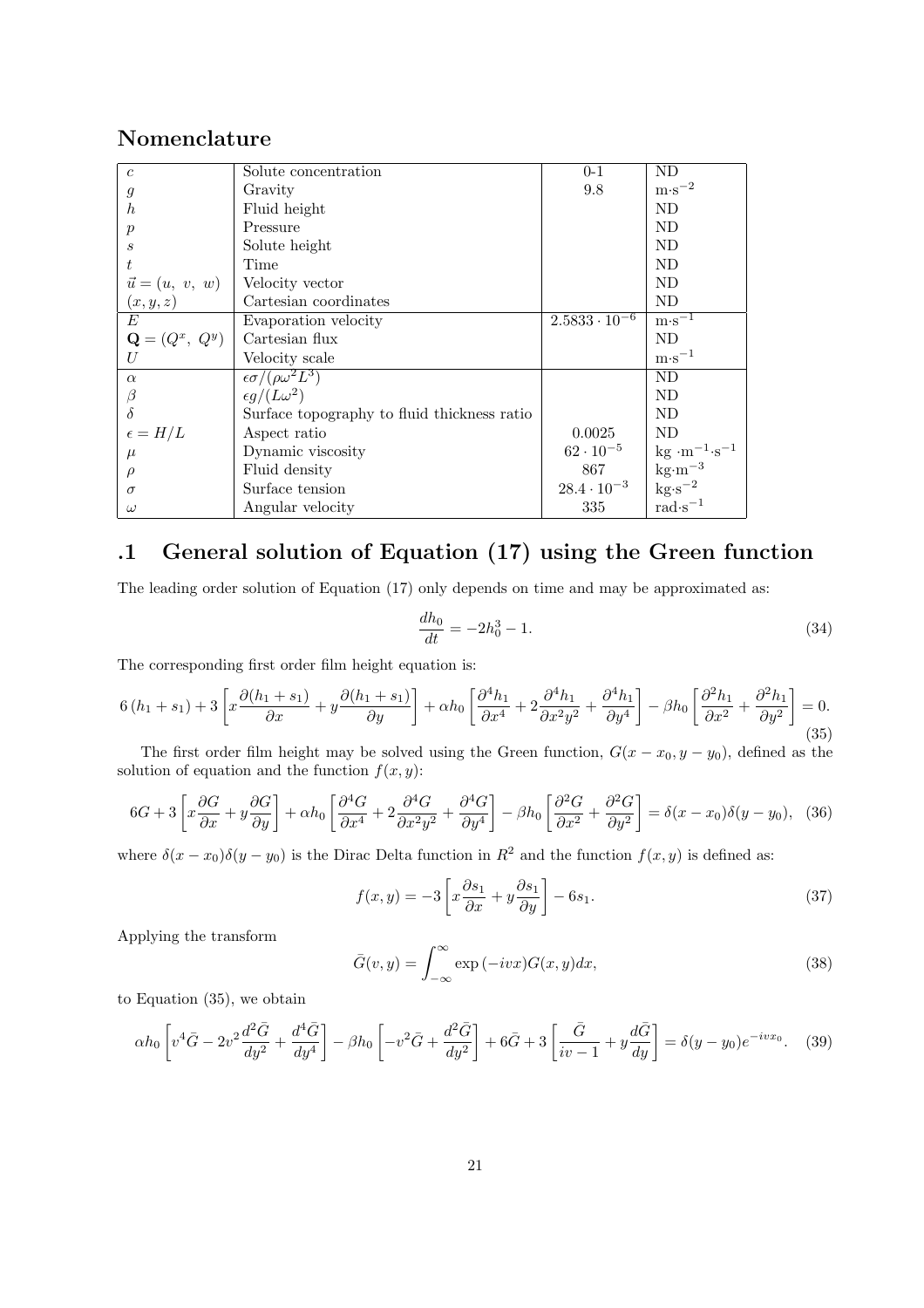# Nomenclature

| | | | |
|---|---|---|---|
| $c$ | Solute concentration | 0-1 | ND |
| $g$ | Gravity | 9.8 | m$\cdot$s$^{-2}$ |
| $h$ | Fluid height | | ND |
| $p$ | Pressure | | ND |
| $s$ | Solute height | | ND |
| $t$ | Time | | ND |
| $\vec{u} = (u,\ v,\ w)$ | Velocity vector | | ND |
| $(x, y, z)$ | Cartesian coordinates | | ND |
| $E$ | Evaporation velocity | $2.5833 \cdot 10^{-6}$ | m$\cdot$s$^{-1}$ |
| $\mathbf{Q} = (Q^x,\ Q^y)$ | Cartesian flux | | ND |
| $U$ | Velocity scale | | m$\cdot$s$^{-1}$ |
| $\alpha$ | $\epsilon\sigma/(\rho\omega^2 L^3)$ | | ND |
| $\beta$ | $\epsilon g/(L\omega^2)$ | | ND |
| $\delta$ | Surface topography to fluid thickness ratio | | ND |
| $\epsilon = H/L$ | Aspect ratio | 0.0025 | ND |
| $\mu$ | Dynamic viscosity | $62 \cdot 10^{-5}$ | kg $\cdot$m$^{-1}\cdot$s$^{-1}$ |
| $\rho$ | Fluid density | 867 | kg$\cdot$m$^{-3}$ |
| $\sigma$ | Surface tension | $28.4 \cdot 10^{-3}$ | kg$\cdot$s$^{-2}$ |
| $\omega$ | Angular velocity | 335 | rad$\cdot$s$^{-1}$ |

## .1 General solution of Equation (17) using the Green function

The leading order solution of Equation (17) only depends on time and may be approximated as:

$$\frac{dh_0}{dt} = -2h_0^3 - 1. \tag{34}$$

The corresponding first order film height equation is:

$$6\,(h_1 + s_1) + 3\left[x\frac{\partial(h_1+s_1)}{\partial x} + y\frac{\partial(h_1+s_1)}{\partial y}\right] + \alpha h_0\left[\frac{\partial^4 h_1}{\partial x^4} + 2\frac{\partial^4 h_1}{\partial x^2 y^2} + \frac{\partial^4 h_1}{\partial y^4}\right] - \beta h_0\left[\frac{\partial^2 h_1}{\partial x^2} + \frac{\partial^2 h_1}{\partial y^2}\right] = 0. \tag{35}$$

The first order film height may be solved using the Green function, $G(x - x_0, y - y_0)$, defined as the solution of equation and the function $f(x, y)$:

$$6G + 3\left[x\frac{\partial G}{\partial x} + y\frac{\partial G}{\partial y}\right] + \alpha h_0\left[\frac{\partial^4 G}{\partial x^4} + 2\frac{\partial^4 G}{\partial x^2 y^2} + \frac{\partial^4 G}{\partial y^4}\right] - \beta h_0\left[\frac{\partial^2 G}{\partial x^2} + \frac{\partial^2 G}{\partial y^2}\right] = \delta(x - x_0)\delta(y - y_0), \tag{36}$$

where $\delta(x - x_0)\delta(y - y_0)$ is the Dirac Delta function in $R^2$ and the function $f(x, y)$ is defined as:

$$f(x, y) = -3\left[x\frac{\partial s_1}{\partial x} + y\frac{\partial s_1}{\partial y}\right] - 6s_1. \tag{37}$$

Applying the transform

$$\bar{G}(v, y) = \int_{-\infty}^{\infty} \exp(-ivx) G(x, y) dx, \tag{38}$$

to Equation (35), we obtain

$$\alpha h_0\left[v^4\bar{G} - 2v^2\frac{d^2\bar{G}}{dy^2} + \frac{d^4\bar{G}}{dy^4}\right] - \beta h_0\left[-v^2\bar{G} + \frac{d^2\bar{G}}{dy^2}\right] + 6\bar{G} + 3\left[\frac{\bar{G}}{iv - 1} + y\frac{d\bar{G}}{dy}\right] = \delta(y - y_0)e^{-ivx_0}. \tag{39}$$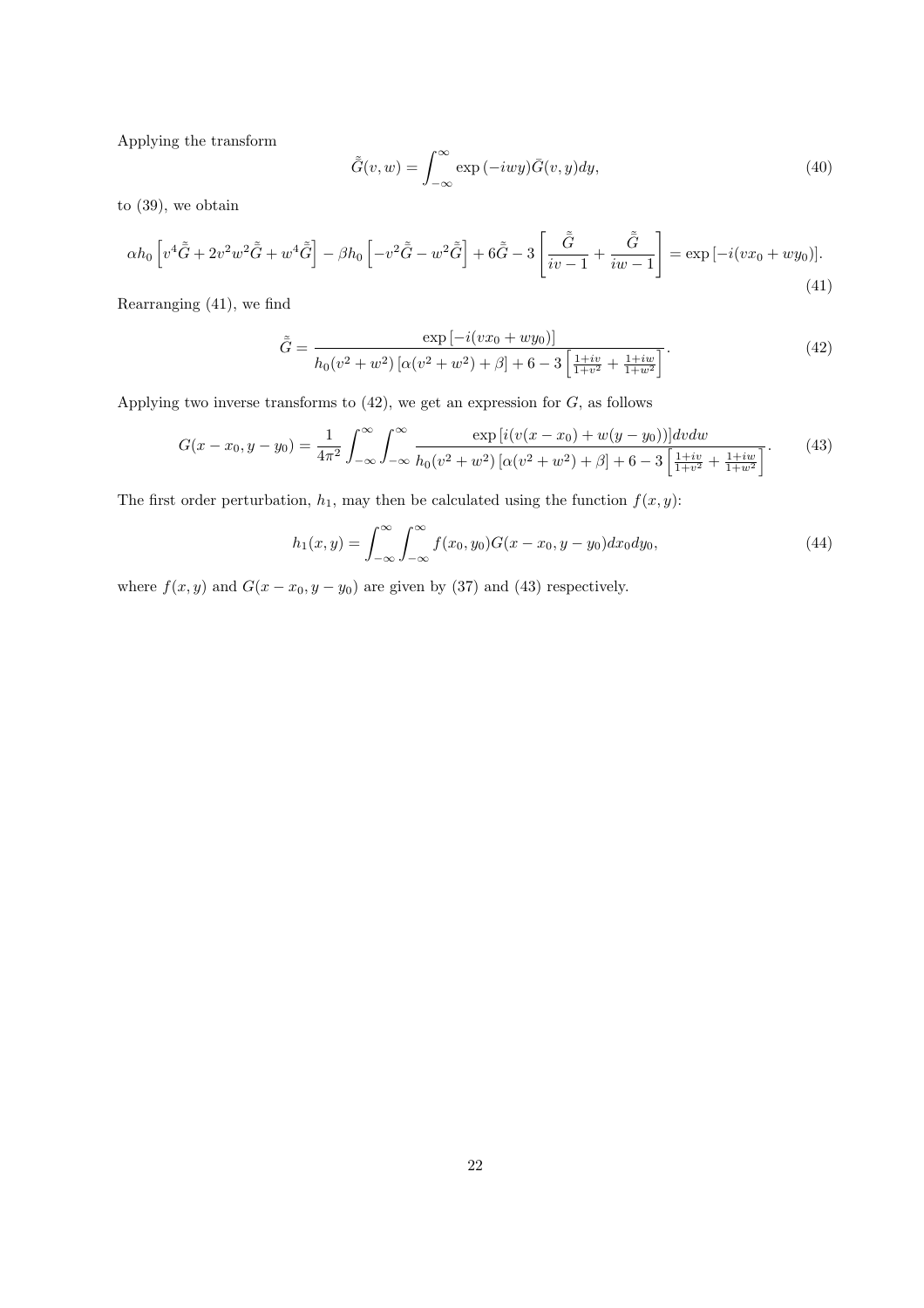Applying the transform

$$\tilde{\bar{G}}(v,w) = \int_{-\infty}^{\infty} \exp(-iwy)\bar{G}(v,y)dy, \tag{40}$$

to (39), we obtain

$$\alpha h_0 \left[v^4\tilde{\bar{G}} + 2v^2w^2\tilde{\bar{G}} + w^4\tilde{\bar{G}}\right] - \beta h_0 \left[-v^2\tilde{\bar{G}} - w^2\tilde{\bar{G}}\right] + 6\tilde{\bar{G}} - 3\left[\frac{\tilde{\bar{G}}}{iv-1} + \frac{\tilde{\bar{G}}}{iw-1}\right] = \exp\left[-i(vx_0 + wy_0)\right]. \tag{41}$$

Rearranging (41), we find

$$\tilde{\bar{G}} = \frac{\exp\left[-i(vx_0 + wy_0)\right]}{h_0(v^2+w^2)\left[\alpha(v^2+w^2)+\beta\right] + 6 - 3\left[\frac{1+iv}{1+v^2} + \frac{1+iw}{1+w^2}\right]}. \tag{42}$$

Applying two inverse transforms to (42), we get an expression for $G$, as follows

$$G(x-x_0, y-y_0) = \frac{1}{4\pi^2}\int_{-\infty}^{\infty}\int_{-\infty}^{\infty} \frac{\exp\left[i(v(x-x_0) + w(y-y_0))\right]dvdw}{h_0(v^2+w^2)\left[\alpha(v^2+w^2)+\beta\right] + 6 - 3\left[\frac{1+iv}{1+v^2} + \frac{1+iw}{1+w^2}\right]}. \tag{43}$$

The first order perturbation, $h_1$, may then be calculated using the function $f(x,y)$:

$$h_1(x,y) = \int_{-\infty}^{\infty}\int_{-\infty}^{\infty} f(x_0,y_0)G(x-x_0, y-y_0)dx_0dy_0, \tag{44}$$

where $f(x,y)$ and $G(x-x_0, y-y_0)$ are given by (37) and (43) respectively.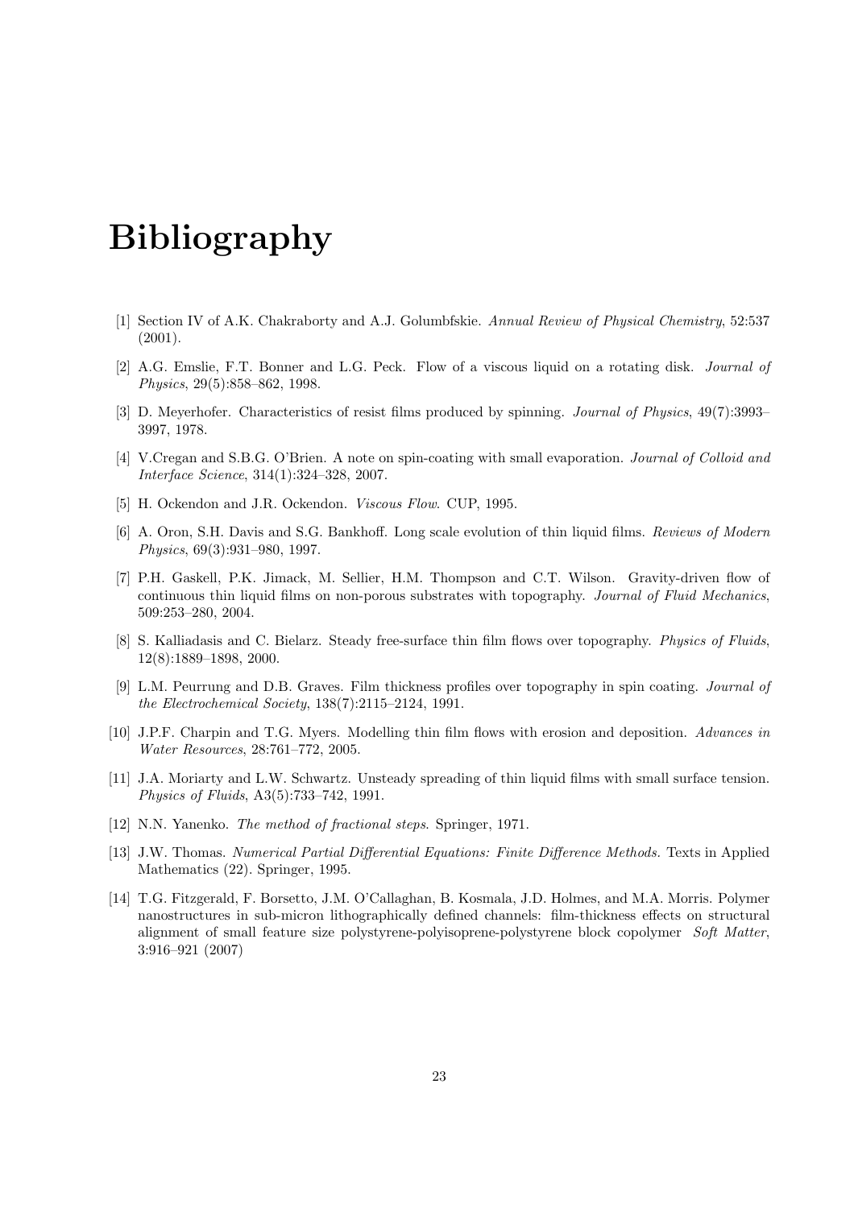# Bibliography

[1] Section IV of A.K. Chakraborty and A.J. Golumbfskie. *Annual Review of Physical Chemistry*, 52:537 (2001).

[2] A.G. Emslie, F.T. Bonner and L.G. Peck. Flow of a viscous liquid on a rotating disk. *Journal of Physics*, 29(5):858–862, 1998.

[3] D. Meyerhofer. Characteristics of resist films produced by spinning. *Journal of Physics*, 49(7):3993–3997, 1978.

[4] V.Cregan and S.B.G. O'Brien. A note on spin-coating with small evaporation. *Journal of Colloid and Interface Science*, 314(1):324–328, 2007.

[5] H. Ockendon and J.R. Ockendon. *Viscous Flow*. CUP, 1995.

[6] A. Oron, S.H. Davis and S.G. Bankhoff. Long scale evolution of thin liquid films. *Reviews of Modern Physics*, 69(3):931–980, 1997.

[7] P.H. Gaskell, P.K. Jimack, M. Sellier, H.M. Thompson and C.T. Wilson. Gravity-driven flow of continuous thin liquid films on non-porous substrates with topography. *Journal of Fluid Mechanics*, 509:253–280, 2004.

[8] S. Kalliadasis and C. Bielarz. Steady free-surface thin film flows over topography. *Physics of Fluids*, 12(8):1889–1898, 2000.

[9] L.M. Peurrung and D.B. Graves. Film thickness profiles over topography in spin coating. *Journal of the Electrochemical Society*, 138(7):2115–2124, 1991.

[10] J.P.F. Charpin and T.G. Myers. Modelling thin film flows with erosion and deposition. *Advances in Water Resources*, 28:761–772, 2005.

[11] J.A. Moriarty and L.W. Schwartz. Unsteady spreading of thin liquid films with small surface tension. *Physics of Fluids*, A3(5):733–742, 1991.

[12] N.N. Yanenko. *The method of fractional steps*. Springer, 1971.

[13] J.W. Thomas. *Numerical Partial Differential Equations: Finite Difference Methods.* Texts in Applied Mathematics (22). Springer, 1995.

[14] T.G. Fitzgerald, F. Borsetto, J.M. O'Callaghan, B. Kosmala, J.D. Holmes, and M.A. Morris. Polymer nanostructures in sub-micron lithographically defined channels: film-thickness effects on structural alignment of small feature size polystyrene-polyisoprene-polystyrene block copolymer *Soft Matter*, 3:916–921 (2007)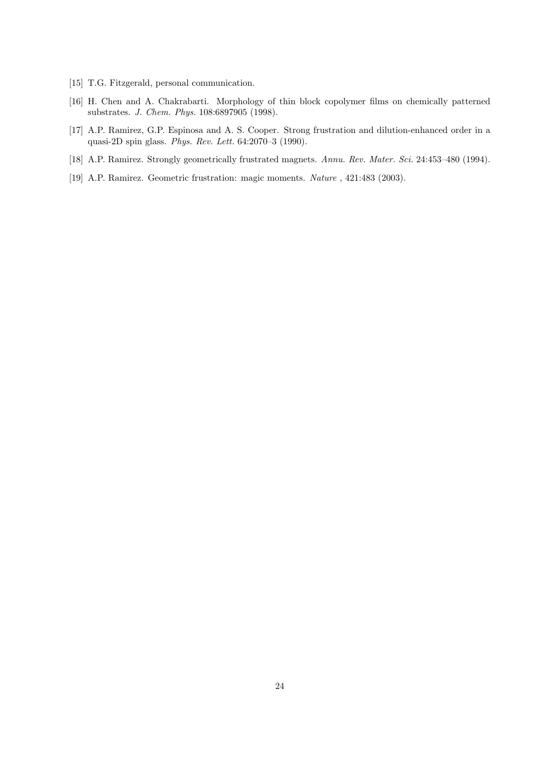[15] T.G. Fitzgerald, personal communication.

[16] H. Chen and A. Chakrabarti. Morphology of thin block copolymer films on chemically patterned substrates. *J. Chem. Phys.* 108:6897905 (1998).

[17] A.P. Ramirez, G.P. Espinosa and A. S. Cooper. Strong frustration and dilution-enhanced order in a quasi-2D spin glass. *Phys. Rev. Lett.* 64:2070–3 (1990).

[18] A.P. Ramirez. Strongly geometrically frustrated magnets. *Annu. Rev. Mater. Sci.* 24:453–480 (1994).

[19] A.P. Ramirez. Geometric frustration: magic moments. *Nature* , 421:483 (2003).